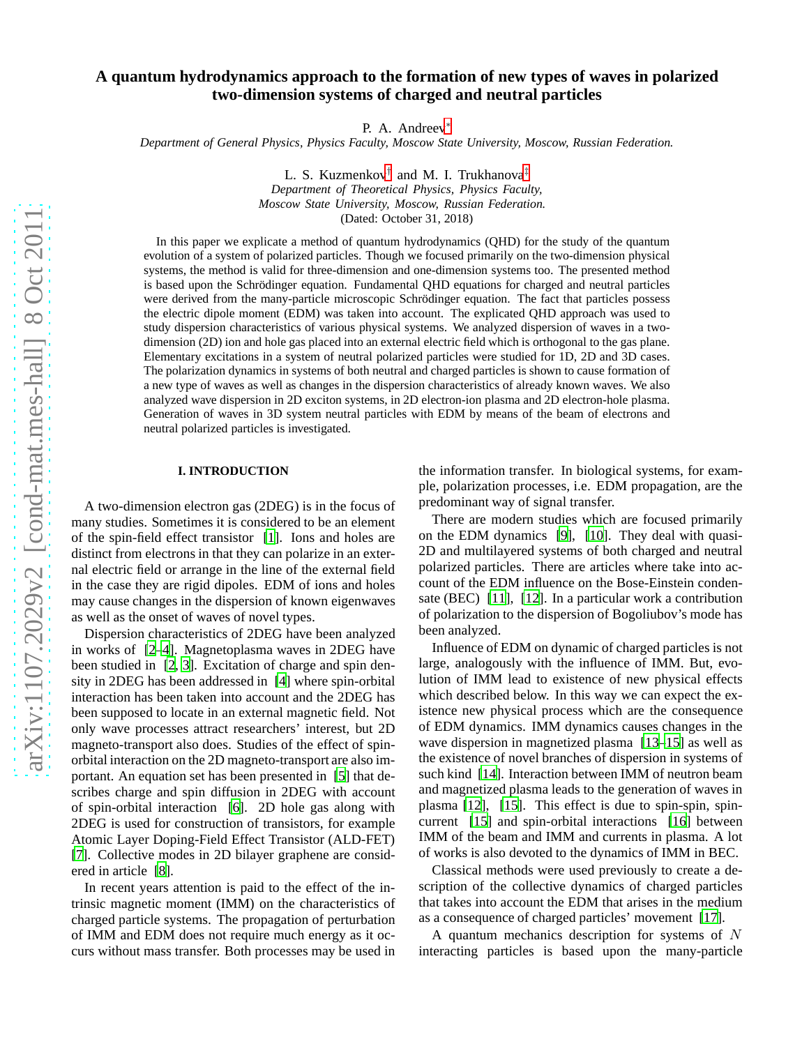# A quantum hydrodynamics approach to the formation of new types of waves in polarized two-dimension systems of charged and neutral particles

P. A. Andreev[*]

*Department of General Physics, Physics Faculty, Moscow State University, Moscow, Russian Federation.*

L. S. Kuzmenkov[†] and M. I. Trukhanova[‡]

*Department of Theoretical Physics, Physics Faculty, Moscow State University, Moscow, Russian Federation.*

(Dated: October 31, 2018)

In this paper we explicate a method of quantum hydrodynamics (QHD) for the study of the quantum evolution of a system of polarized particles. Though we focused primarily on the two-dimension physical systems, the method is valid for three-dimension and one-dimension systems too. The presented method is based upon the Schrödinger equation. Fundamental QHD equations for charged and neutral particles were derived from the many-particle microscopic Schrödinger equation. The fact that particles possess the electric dipole moment (EDM) was taken into account. The explicated QHD approach was used to study dispersion characteristics of various physical systems. We analyzed dispersion of waves in a two-dimension (2D) ion and hole gas placed into an external electric field which is orthogonal to the gas plane. Elementary excitations in a system of neutral polarized particles were studied for 1D, 2D and 3D cases. The polarization dynamics in systems of both neutral and charged particles is shown to cause formation of a new type of waves as well as changes in the dispersion characteristics of already known waves. We also analyzed wave dispersion in 2D exciton systems, in 2D electron-ion plasma and 2D electron-hole plasma. Generation of waves in 3D system neutral particles with EDM by means of the beam of electrons and neutral polarized particles is investigated.

## I. INTRODUCTION

A two-dimension electron gas (2DEG) is in the focus of many studies. Sometimes it is considered to be an element of the spin-field effect transistor [1]. Ions and holes are distinct from electrons in that they can polarize in an external electric field or arrange in the line of the external field in the case they are rigid dipoles. EDM of ions and holes may cause changes in the dispersion of known eigenwaves as well as the onset of waves of novel types.

Dispersion characteristics of 2DEG have been analyzed in works of [2–4]. Magnetoplasma waves in 2DEG have been studied in [2, 3]. Excitation of charge and spin density in 2DEG has been addressed in [4] where spin-orbital interaction has been taken into account and the 2DEG has been supposed to locate in an external magnetic field. Not only wave processes attract researchers' interest, but 2D magneto-transport also does. Studies of the effect of spin-orbital interaction on the 2D magneto-transport are also important. An equation set has been presented in [5] that describes charge and spin diffusion in 2DEG with account of spin-orbital interaction [6]. 2D hole gas along with 2DEG is used for construction of transistors, for example Atomic Layer Doping-Field Effect Transistor (ALD-FET) [7]. Collective modes in 2D bilayer graphene are considered in article [8].

In recent years attention is paid to the effect of the intrinsic magnetic moment (IMM) on the characteristics of charged particle systems. The propagation of perturbation of IMM and EDM does not require much energy as it occurs without mass transfer. Both processes may be used in the information transfer. In biological systems, for example, polarization processes, i.e. EDM propagation, are the predominant way of signal transfer.

There are modern studies which are focused primarily on the EDM dynamics [9], [10]. They deal with quasi-2D and multilayered systems of both charged and neutral polarized particles. There are articles where take into account of the EDM influence on the Bose-Einstein condensate (BEC) [11], [12]. In a particular work a contribution of polarization to the dispersion of Bogoliubov's mode has been analyzed.

Influence of EDM on dynamic of charged particles is not large, analogously with the influence of IMM. But, evolution of IMM lead to existence of new physical effects which described below. In this way we can expect the existence new physical process which are the consequence of EDM dynamics. IMM dynamics causes changes in the wave dispersion in magnetized plasma [13–15] as well as the existence of novel branches of dispersion in systems of such kind [14]. Interaction between IMM of neutron beam and magnetized plasma leads to the generation of waves in plasma [12], [15]. This effect is due to spin-spin, spin-current [15] and spin-orbital interactions [16] between IMM of the beam and IMM and currents in plasma. A lot of works is also devoted to the dynamics of IMM in BEC.

Classical methods were used previously to create a description of the collective dynamics of charged particles that takes into account the EDM that arises in the medium as a consequence of charged particles' movement [17].

A quantum mechanics description for systems of $N$ interacting particles is based upon the many-particle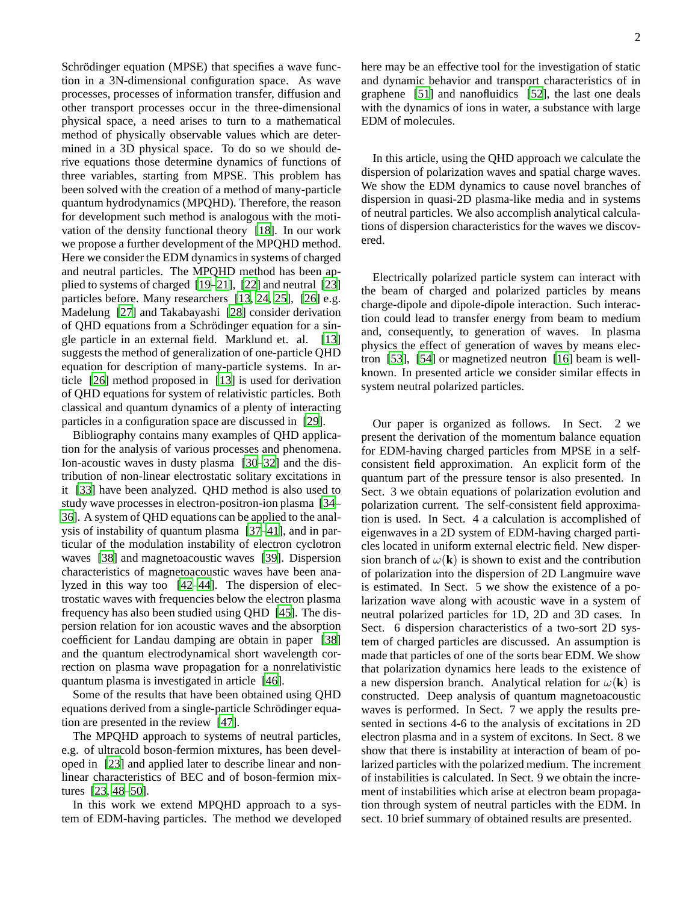Schrödinger equation (MPSE) that specifies a wave function in a 3N-dimensional configuration space. As wave processes, processes of information transfer, diffusion and other transport processes occur in the three-dimensional physical space, a need arises to turn to a mathematical method of physically observable values which are determined in a 3D physical space. To do so we should derive equations those determine dynamics of functions of three variables, starting from MPSE. This problem has been solved with the creation of a method of many-particle quantum hydrodynamics (MPQHD). Therefore, the reason for development such method is analogous with the motivation of the density functional theory [18]. In our work we propose a further development of the MPQHD method. Here we consider the EDM dynamics in systems of charged and neutral particles. The MPQHD method has been applied to systems of charged [19–21], [22] and neutral [23] particles before. Many researchers [13, 24, 25], [26] e.g. Madelung [27] and Takabayashi [28] consider derivation of QHD equations from a Schrödinger equation for a single particle in an external field. Marklund et. al. [13] suggests the method of generalization of one-particle QHD equation for description of many-particle systems. In article [26] method proposed in [13] is used for derivation of QHD equations for system of relativistic particles. Both classical and quantum dynamics of a plenty of interacting particles in a configuration space are discussed in [29].

Bibliography contains many examples of QHD application for the analysis of various processes and phenomena. Ion-acoustic waves in dusty plasma [30–32] and the distribution of non-linear electrostatic solitary excitations in it [33] have been analyzed. QHD method is also used to study wave processes in electron-positron-ion plasma [34–36]. A system of QHD equations can be applied to the analysis of instability of quantum plasma [37–41], and in particular of the modulation instability of electron cyclotron waves [38] and magnetoacoustic waves [39]. Dispersion characteristics of magnetoacoustic waves have been analyzed in this way too [42–44]. The dispersion of electrostatic waves with frequencies below the electron plasma frequency has also been studied using QHD [45]. The dispersion relation for ion acoustic waves and the absorption coefficient for Landau damping are obtain in paper [38] and the quantum electrodynamical short wavelength correction on plasma wave propagation for a nonrelativistic quantum plasma is investigated in article [46].

Some of the results that have been obtained using QHD equations derived from a single-particle Schrödinger equation are presented in the review [47].

The MPQHD approach to systems of neutral particles, e.g. of ultracold boson-fermion mixtures, has been developed in [23] and applied later to describe linear and nonlinear characteristics of BEC and of boson-fermion mixtures [23, 48–50].

In this work we extend MPQHD approach to a system of EDM-having particles. The method we developed here may be an effective tool for the investigation of static and dynamic behavior and transport characteristics of in graphene [51] and nanofluidics [52], the last one deals with the dynamics of ions in water, a substance with large EDM of molecules.

In this article, using the QHD approach we calculate the dispersion of polarization waves and spatial charge waves. We show the EDM dynamics to cause novel branches of dispersion in quasi-2D plasma-like media and in systems of neutral particles. We also accomplish analytical calculations of dispersion characteristics for the waves we discovered.

Electrically polarized particle system can interact with the beam of charged and polarized particles by means charge-dipole and dipole-dipole interaction. Such interaction could lead to transfer energy from beam to medium and, consequently, to generation of waves. In plasma physics the effect of generation of waves by means electron [53], [54] or magnetized neutron [16] beam is well-known. In presented article we consider similar effects in system neutral polarized particles.

Our paper is organized as follows. In Sect. 2 we present the derivation of the momentum balance equation for EDM-having charged particles from MPSE in a self-consistent field approximation. An explicit form of the quantum part of the pressure tensor is also presented. In Sect. 3 we obtain equations of polarization evolution and polarization current. The self-consistent field approximation is used. In Sect. 4 a calculation is accomplished of eigenwaves in a 2D system of EDM-having charged particles located in uniform external electric field. New dispersion branch of $\omega(\mathbf{k})$ is shown to exist and the contribution of polarization into the dispersion of 2D Langmuire wave is estimated. In Sect. 5 we show the existence of a polarization wave along with acoustic wave in a system of neutral polarized particles for 1D, 2D and 3D cases. In Sect. 6 dispersion characteristics of a two-sort 2D system of charged particles are discussed. An assumption is made that particles of one of the sorts bear EDM. We show that polarization dynamics here leads to the existence of a new dispersion branch. Analytical relation for $\omega(\mathbf{k})$ is constructed. Deep analysis of quantum magnetoacoustic waves is performed. In Sect. 7 we apply the results presented in sections 4-6 to the analysis of excitations in 2D electron plasma and in a system of excitons. In Sect. 8 we show that there is instability at interaction of beam of polarized particles with the polarized medium. The increment of instabilities is calculated. In Sect. 9 we obtain the increment of instabilities which arise at electron beam propagation through system of neutral particles with the EDM. In sect. 10 brief summary of obtained results are presented.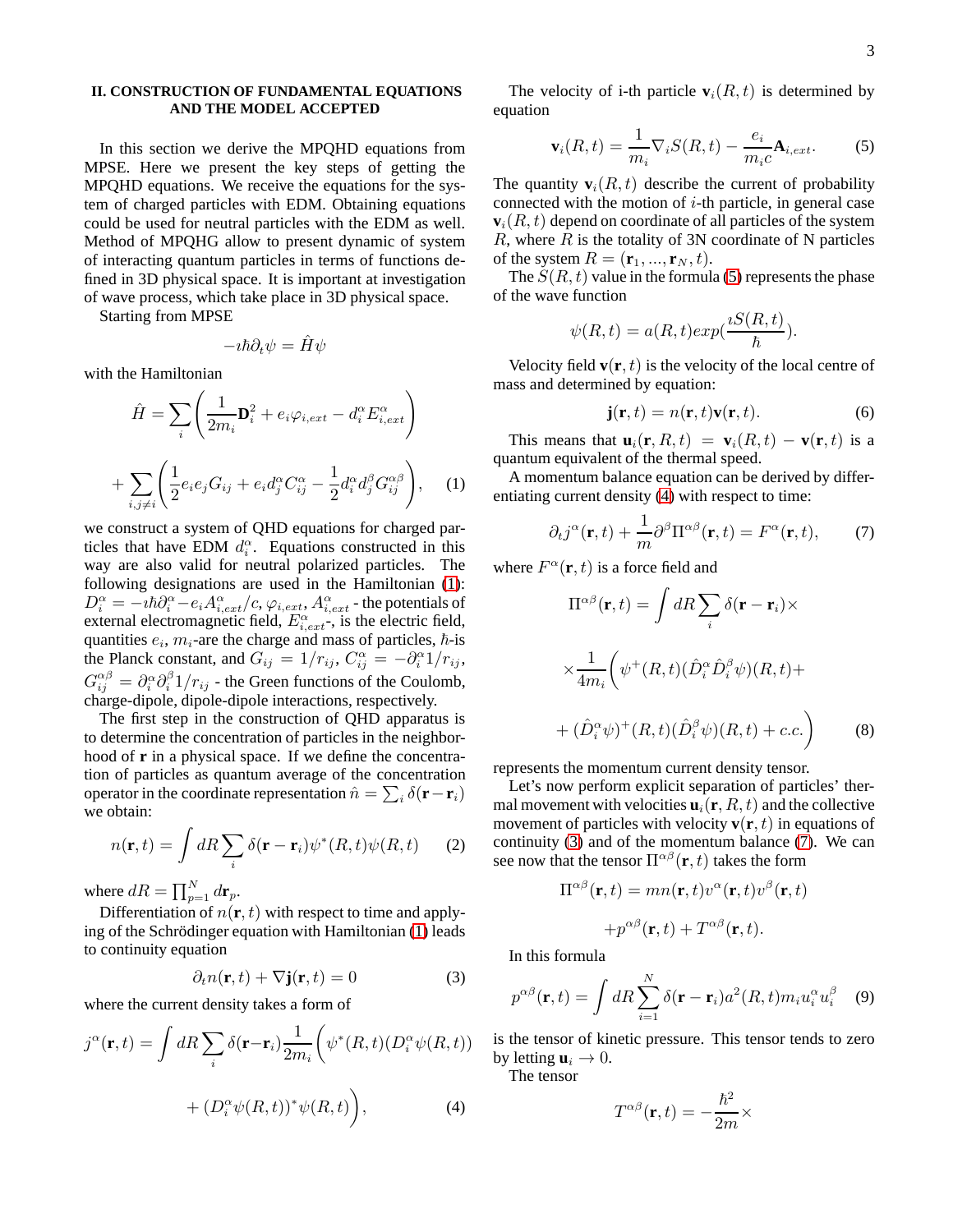## II. CONSTRUCTION OF FUNDAMENTAL EQUATIONS AND THE MODEL ACCEPTED

In this section we derive the MPQHD equations from MPSE. Here we present the key steps of getting the MPQHD equations. We receive the equations for the system of charged particles with EDM. Obtaining equations could be used for neutral particles with the EDM as well. Method of MPQHG allow to present dynamic of system of interacting quantum particles in terms of functions defined in 3D physical space. It is important at investigation of wave process, which take place in 3D physical space.

Starting from MPSE

$$-\imath\hbar\partial_t\psi = \hat{H}\psi$$

with the Hamiltonian

$$\hat{H} = \sum_i \left(\frac{1}{2m_i}\mathbf{D}_i^2 + e_i\varphi_{i,ext} - d_i^\alpha E_{i,ext}^\alpha\right)$$

$$+\sum_{i,j\neq i}\left(\frac{1}{2}e_ie_jG_{ij} + e_id_j^\alpha C_{ij}^\alpha - \frac{1}{2}d_i^\alpha d_j^\beta G_{ij}^{\alpha\beta}\right), \quad (1)$$

we construct a system of QHD equations for charged particles that have EDM $d_i^\alpha$. Equations constructed in this way are also valid for neutral polarized particles. The following designations are used in the Hamiltonian (1): $D_i^\alpha = -\imath\hbar\partial_i^\alpha - e_iA_{i,ext}^\alpha/c$, $\varphi_{i,ext}$, $A_{i,ext}^\alpha$ - the potentials of external electromagnetic field, $E_{i,ext}^\alpha$-, is the electric field, quantities $e_i$, $m_i$-are the charge and mass of particles, $\hbar$-is the Planck constant, and $G_{ij} = 1/r_{ij}$, $C_{ij}^\alpha = -\partial_i^\alpha 1/r_{ij}$, $G_{ij}^{\alpha\beta} = \partial_i^\alpha\partial_i^\beta 1/r_{ij}$ - the Green functions of the Coulomb, charge-dipole, dipole-dipole interactions, respectively.

The first step in the construction of QHD apparatus is to determine the concentration of particles in the neighborhood of $\mathbf{r}$ in a physical space. If we define the concentration of particles as quantum average of the concentration operator in the coordinate representation $\hat{n} = \sum_i \delta(\mathbf{r}-\mathbf{r}_i)$ we obtain:

$$n(\mathbf{r},t) = \int dR\sum_i \delta(\mathbf{r}-\mathbf{r}_i)\psi^*(R,t)\psi(R,t) \quad (2)$$

where $dR = \prod_{p=1}^N d\mathbf{r}_p$.

Differentiation of $n(\mathbf{r},t)$ with respect to time and applying of the Schrödinger equation with Hamiltonian (1) leads to continuity equation

$$\partial_t n(\mathbf{r},t) + \nabla\mathbf{j}(\mathbf{r},t) = 0 \quad (3)$$

where the current density takes a form of

$$j^\alpha(\mathbf{r},t) = \int dR\sum_i \delta(\mathbf{r}-\mathbf{r}_i)\frac{1}{2m_i}\biggl(\psi^*(R,t)(D_i^\alpha\psi(R,t))$$

$$+ (D_i^\alpha\psi(R,t))^*\psi(R,t)\biggr), \quad (4)$$

The velocity of i-th particle $\mathbf{v}_i(R,t)$ is determined by equation

$$\mathbf{v}_i(R,t) = \frac{1}{m_i}\nabla_i S(R,t) - \frac{e_i}{m_ic}\mathbf{A}_{i,ext}. \quad (5)$$

The quantity $\mathbf{v}_i(R,t)$ describe the current of probability connected with the motion of $i$-th particle, in general case $\mathbf{v}_i(R,t)$ depend on coordinate of all particles of the system $R$, where $R$ is the totality of 3N coordinate of N particles of the system $R = (\mathbf{r}_1,...,\mathbf{r}_N,t)$.

The $S(R,t)$ value in the formula (5) represents the phase of the wave function

$$\psi(R,t) = a(R,t)exp(\frac{\imath S(R,t)}{\hbar}).$$

Velocity field $\mathbf{v}(\mathbf{r},t)$ is the velocity of the local centre of mass and determined by equation:

$$\mathbf{j}(\mathbf{r},t) = n(\mathbf{r},t)\mathbf{v}(\mathbf{r},t). \quad (6)$$

This means that $\mathbf{u}_i(\mathbf{r},R,t) = \mathbf{v}_i(R,t) - \mathbf{v}(\mathbf{r},t)$ is a quantum equivalent of the thermal speed.

A momentum balance equation can be derived by differentiating current density (4) with respect to time:

$$\partial_t j^\alpha(\mathbf{r},t) + \frac{1}{m}\partial^\beta\Pi^{\alpha\beta}(\mathbf{r},t) = F^\alpha(\mathbf{r},t), \quad (7)$$

where $F^\alpha(\mathbf{r},t)$ is a force field and

$$\Pi^{\alpha\beta}(\mathbf{r},t) = \int dR\sum_i \delta(\mathbf{r}-\mathbf{r}_i)\times$$

$$\times\frac{1}{4m_i}\biggl(\psi^+(R,t)(\hat{D}_i^\alpha\hat{D}_i^\beta\psi)(R,t)+$$

$$+ (\hat{D}_i^\alpha\psi)^+(R,t)(\hat{D}_i^\beta\psi)(R,t) + c.c.\biggr) \quad (8)$$

represents the momentum current density tensor.

Let's now perform explicit separation of particles' thermal movement with velocities $\mathbf{u}_i(\mathbf{r},R,t)$ and the collective movement of particles with velocity $\mathbf{v}(\mathbf{r},t)$ in equations of continuity (3) and of the momentum balance (7). We can see now that the tensor $\Pi^{\alpha\beta}(\mathbf{r},t)$ takes the form

$$\Pi^{\alpha\beta}(\mathbf{r},t) = mn(\mathbf{r},t)v^\alpha(\mathbf{r},t)v^\beta(\mathbf{r},t)$$

$$+p^{\alpha\beta}(\mathbf{r},t) + T^{\alpha\beta}(\mathbf{r},t).$$

In this formula

$$p^{\alpha\beta}(\mathbf{r},t) = \int dR\sum_{i=1}^N \delta(\mathbf{r}-\mathbf{r}_i)a^2(R,t)m_iu_i^\alpha u_i^\beta \quad (9)$$

is the tensor of kinetic pressure. This tensor tends to zero by letting $\mathbf{u}_i \to 0$.

The tensor

$$T^{\alpha\beta}(\mathbf{r},t) = -\frac{\hbar^2}{2m}\times$$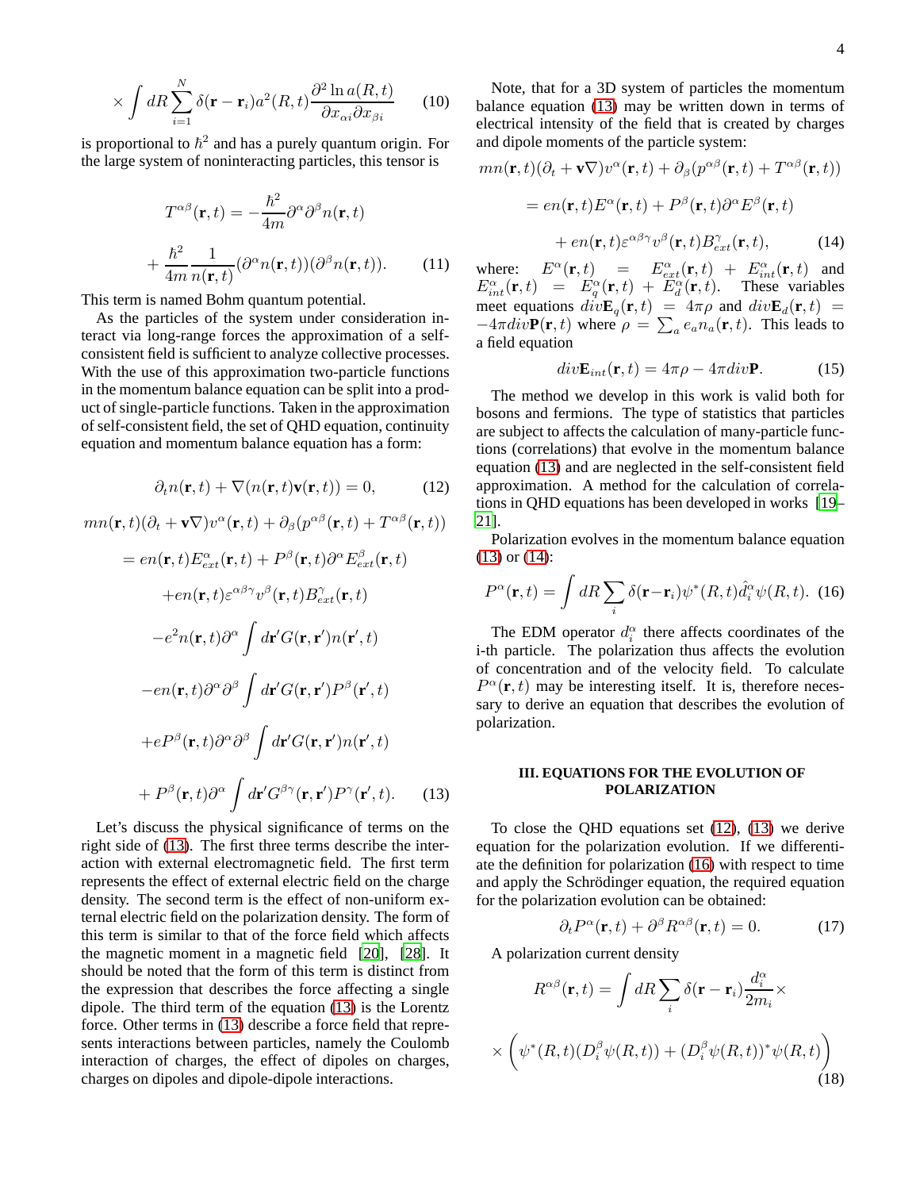$$\times \int dR \sum_{i=1}^{N} \delta(\mathbf{r} - \mathbf{r}_i) a^2(R,t) \frac{\partial^2 \ln a(R,t)}{\partial x_{\alpha i} \partial x_{\beta i}} \qquad (10)$$

is proportional to $\hbar^2$ and has a purely quantum origin. For the large system of noninteracting particles, this tensor is

$$T^{\alpha\beta}(\mathbf{r},t) = -\frac{\hbar^2}{4m} \partial^\alpha \partial^\beta n(\mathbf{r},t)$$

$$+ \frac{\hbar^2}{4m} \frac{1}{n(\mathbf{r},t)} (\partial^\alpha n(\mathbf{r},t))(\partial^\beta n(\mathbf{r},t)). \qquad (11)$$

This term is named Bohm quantum potential.

As the particles of the system under consideration interact via long-range forces the approximation of a self-consistent field is sufficient to analyze collective processes. With the use of this approximation two-particle functions in the momentum balance equation can be split into a product of single-particle functions. Taken in the approximation of self-consistent field, the set of QHD equation, continuity equation and momentum balance equation has a form:

$$\partial_t n(\mathbf{r},t) + \nabla(n(\mathbf{r},t)\mathbf{v}(\mathbf{r},t)) = 0, \qquad (12)$$

$$mn(\mathbf{r},t)(\partial_t + \mathbf{v}\nabla)v^\alpha(\mathbf{r},t) + \partial_\beta(p^{\alpha\beta}(\mathbf{r},t) + T^{\alpha\beta}(\mathbf{r},t))$$

$$= en(\mathbf{r},t)E^\alpha_{ext}(\mathbf{r},t) + P^\beta(\mathbf{r},t)\partial^\alpha E^\beta_{ext}(\mathbf{r},t)$$

$$+ en(\mathbf{r},t)\varepsilon^{\alpha\beta\gamma} v^\beta(\mathbf{r},t) B^\gamma_{ext}(\mathbf{r},t)$$

$$-e^2 n(\mathbf{r},t)\partial^\alpha \int d\mathbf{r}' G(\mathbf{r},\mathbf{r}') n(\mathbf{r}',t)$$

$$-en(\mathbf{r},t)\partial^\alpha \partial^\beta \int d\mathbf{r}' G(\mathbf{r},\mathbf{r}') P^\beta(\mathbf{r}',t)$$

$$+eP^\beta(\mathbf{r},t)\partial^\alpha \partial^\beta \int d\mathbf{r}' G(\mathbf{r},\mathbf{r}') n(\mathbf{r}',t)$$

$$+ P^\beta(\mathbf{r},t)\partial^\alpha \int d\mathbf{r}' G^{\beta\gamma}(\mathbf{r},\mathbf{r}') P^\gamma(\mathbf{r}',t). \qquad (13)$$

Let's discuss the physical significance of terms on the right side of (13). The first three terms describe the interaction with external electromagnetic field. The first term represents the effect of external electric field on the charge density. The second term is the effect of non-uniform external electric field on the polarization density. The form of this term is similar to that of the force field which affects the magnetic moment in a magnetic field [20], [28]. It should be noted that the form of this term is distinct from the expression that describes the force affecting a single dipole. The third term of the equation (13) is the Lorentz force. Other terms in (13) describe a force field that represents interactions between particles, namely the Coulomb interaction of charges, the effect of dipoles on charges, charges on dipoles and dipole-dipole interactions.

Note, that for a 3D system of particles the momentum balance equation (13) may be written down in terms of electrical intensity of the field that is created by charges and dipole moments of the particle system:

$$mn(\mathbf{r},t)(\partial_t + \mathbf{v}\nabla)v^\alpha(\mathbf{r},t) + \partial_\beta(p^{\alpha\beta}(\mathbf{r},t) + T^{\alpha\beta}(\mathbf{r},t))$$

$$= en(\mathbf{r},t)E^\alpha(\mathbf{r},t) + P^\beta(\mathbf{r},t)\partial^\alpha E^\beta(\mathbf{r},t)$$

$$+ en(\mathbf{r},t)\varepsilon^{\alpha\beta\gamma} v^\beta(\mathbf{r},t) B^\gamma_{ext}(\mathbf{r},t), \qquad (14)$$

where: $E^\alpha(\mathbf{r},t) = E^\alpha_{ext}(\mathbf{r},t) + E^\alpha_{int}(\mathbf{r},t)$ and $E^\alpha_{int}(\mathbf{r},t) = E^\alpha_q(\mathbf{r},t) + E^\alpha_d(\mathbf{r},t)$. These variables meet equations $div\mathbf{E}_q(\mathbf{r},t) = 4\pi\rho$ and $div\mathbf{E}_d(\mathbf{r},t) = -4\pi div\mathbf{P}(\mathbf{r},t)$ where $\rho = \sum_a e_a n_a(\mathbf{r},t)$. This leads to a field equation

$$div\mathbf{E}_{int}(\mathbf{r},t) = 4\pi\rho - 4\pi div\mathbf{P}. \qquad (15)$$

The method we develop in this work is valid both for bosons and fermions. The type of statistics that particles are subject to affects the calculation of many-particle functions (correlations) that evolve in the momentum balance equation (13) and are neglected in the self-consistent field approximation. A method for the calculation of correlations in QHD equations has been developed in works [19–21].

Polarization evolves in the momentum balance equation (13) or (14):

$$P^\alpha(\mathbf{r},t) = \int dR \sum_i \delta(\mathbf{r}-\mathbf{r}_i)\psi^*(R,t)\hat{d}^\alpha_i \psi(R,t). \qquad (16)$$

The EDM operator $d^\alpha_i$ there affects coordinates of the i-th particle. The polarization thus affects the evolution of concentration and of the velocity field. To calculate $P^\alpha(\mathbf{r},t)$ may be interesting itself. It is, therefore necessary to derive an equation that describes the evolution of polarization.

## III. EQUATIONS FOR THE EVOLUTION OF POLARIZATION

To close the QHD equations set (12), (13) we derive equation for the polarization evolution. If we differentiate the definition for polarization (16) with respect to time and apply the Schrödinger equation, the required equation for the polarization evolution can be obtained:

$$\partial_t P^\alpha(\mathbf{r},t) + \partial^\beta R^{\alpha\beta}(\mathbf{r},t) = 0. \qquad (17)$$

A polarization current density

$$R^{\alpha\beta}(\mathbf{r},t) = \int dR \sum_i \delta(\mathbf{r}-\mathbf{r}_i)\frac{d^\alpha_i}{2m_i} \times$$

$$\times \left(\psi^*(R,t)(D^\beta_i \psi(R,t)) + (D^\beta_i \psi(R,t))^* \psi(R,t)\right) \qquad (18)$$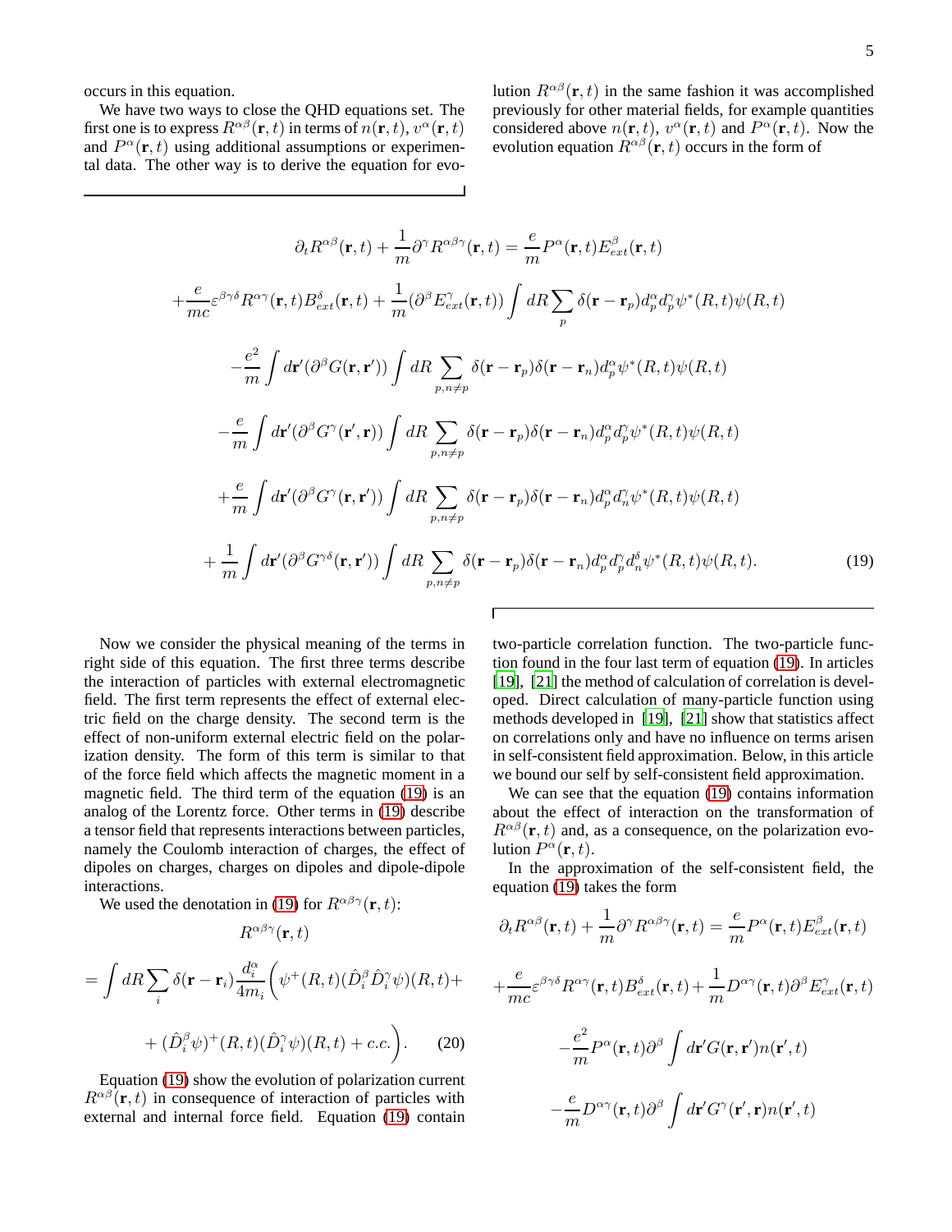occurs in this equation.

We have two ways to close the QHD equations set. The first one is to express $R^{\alpha\beta}(\mathbf{r},t)$ in terms of $n(\mathbf{r},t)$, $v^\alpha(\mathbf{r},t)$ and $P^\alpha(\mathbf{r},t)$ using additional assumptions or experimental data. The other way is to derive the equation for evolution $R^{\alpha\beta}(\mathbf{r},t)$ in the same fashion it was accomplished previously for other material fields, for example quantities considered above $n(\mathbf{r},t)$, $v^\alpha(\mathbf{r},t)$ and $P^\alpha(\mathbf{r},t)$. Now the evolution equation $R^{\alpha\beta}(\mathbf{r},t)$ occurs in the form of

$$
\begin{aligned}
&\partial_t R^{\alpha\beta}(\mathbf{r},t)+\frac{1}{m}\partial^\gamma R^{\alpha\beta\gamma}(\mathbf{r},t)=\frac{e}{m}P^\alpha(\mathbf{r},t)E^\beta_{ext}(\mathbf{r},t)\\
&+\frac{e}{mc}\varepsilon^{\beta\gamma\delta}R^{\alpha\gamma}(\mathbf{r},t)B^\delta_{ext}(\mathbf{r},t)+\frac{1}{m}(\partial^\beta E^\gamma_{ext}(\mathbf{r},t))\int dR\sum_p\delta(\mathbf{r}-\mathbf{r}_p)d^\alpha_p d^\gamma_p\psi^*(R,t)\psi(R,t)\\
&-\frac{e^2}{m}\int d\mathbf{r}'(\partial^\beta G(\mathbf{r},\mathbf{r}'))\int dR\sum_{p,n\neq p}\delta(\mathbf{r}-\mathbf{r}_p)\delta(\mathbf{r}-\mathbf{r}_n)d^\alpha_p\psi^*(R,t)\psi(R,t)\\
&-\frac{e}{m}\int d\mathbf{r}'(\partial^\beta G^\gamma(\mathbf{r}',\mathbf{r}))\int dR\sum_{p,n\neq p}\delta(\mathbf{r}-\mathbf{r}_p)\delta(\mathbf{r}-\mathbf{r}_n)d^\alpha_p d^\gamma_p\psi^*(R,t)\psi(R,t)\\
&+\frac{e}{m}\int d\mathbf{r}'(\partial^\beta G^\gamma(\mathbf{r},\mathbf{r}'))\int dR\sum_{p,n\neq p}\delta(\mathbf{r}-\mathbf{r}_p)\delta(\mathbf{r}-\mathbf{r}_n)d^\alpha_p d^\gamma_n\psi^*(R,t)\psi(R,t)\\
&+\frac{1}{m}\int d\mathbf{r}'(\partial^\beta G^{\gamma\delta}(\mathbf{r},\mathbf{r}'))\int dR\sum_{p,n\neq p}\delta(\mathbf{r}-\mathbf{r}_p)\delta(\mathbf{r}-\mathbf{r}_n)d^\alpha_p d^\gamma_p d^\delta_n\psi^*(R,t)\psi(R,t).
\end{aligned}
\tag{19}
$$

Now we consider the physical meaning of the terms in right side of this equation. The first three terms describe the interaction of particles with external electromagnetic field. The first term represents the effect of external electric field on the charge density. The second term is the effect of non-uniform external electric field on the polarization density. The form of this term is similar to that of the force field which affects the magnetic moment in a magnetic field. The third term of the equation (19) is an analog of the Lorentz force. Other terms in (19) describe a tensor field that represents interactions between particles, namely the Coulomb interaction of charges, the effect of dipoles on charges, charges on dipoles and dipole-dipole interactions.

We used the denotation in (19) for $R^{\alpha\beta\gamma}(\mathbf{r},t)$:

$$
\begin{aligned}
&R^{\alpha\beta\gamma}(\mathbf{r},t)\\
&=\int dR\sum_i\delta(\mathbf{r}-\mathbf{r}_i)\frac{d^\alpha_i}{4m_i}\biggl(\psi^+(R,t)(\hat{D}^\beta_i\hat{D}^\gamma_i\psi)(R,t)+\\
&+(\hat{D}^\beta_i\psi)^+(R,t)(\hat{D}^\gamma_i\psi)(R,t)+c.c.\biggr).
\end{aligned}
\tag{20}
$$

Equation (19) show the evolution of polarization current $R^{\alpha\beta}(\mathbf{r},t)$ in consequence of interaction of particles with external and internal force field. Equation (19) contain two-particle correlation function. The two-particle function found in the four last term of equation (19). In articles [19], [21] the method of calculation of correlation is developed. Direct calculation of many-particle function using methods developed in [19], [21] show that statistics affect on correlations only and have no influence on terms arisen in self-consistent field approximation. Below, in this article we bound our self by self-consistent field approximation.

We can see that the equation (19) contains information about the effect of interaction on the transformation of $R^{\alpha\beta}(\mathbf{r},t)$ and, as a consequence, on the polarization evolution $P^\alpha(\mathbf{r},t)$.

In the approximation of the self-consistent field, the equation (19) takes the form

$$
\begin{aligned}
&\partial_t R^{\alpha\beta}(\mathbf{r},t)+\frac{1}{m}\partial^\gamma R^{\alpha\beta\gamma}(\mathbf{r},t)=\frac{e}{m}P^\alpha(\mathbf{r},t)E^\beta_{ext}(\mathbf{r},t)\\
&+\frac{e}{mc}\varepsilon^{\beta\gamma\delta}R^{\alpha\gamma}(\mathbf{r},t)B^\delta_{ext}(\mathbf{r},t)+\frac{1}{m}D^{\alpha\gamma}(\mathbf{r},t)\partial^\beta E^\gamma_{ext}(\mathbf{r},t)\\
&-\frac{e^2}{m}P^\alpha(\mathbf{r},t)\partial^\beta\int d\mathbf{r}'G(\mathbf{r},\mathbf{r}')n(\mathbf{r}',t)\\
&-\frac{e}{m}D^{\alpha\gamma}(\mathbf{r},t)\partial^\beta\int d\mathbf{r}'G^\gamma(\mathbf{r}',\mathbf{r})n(\mathbf{r}',t)
\end{aligned}
$$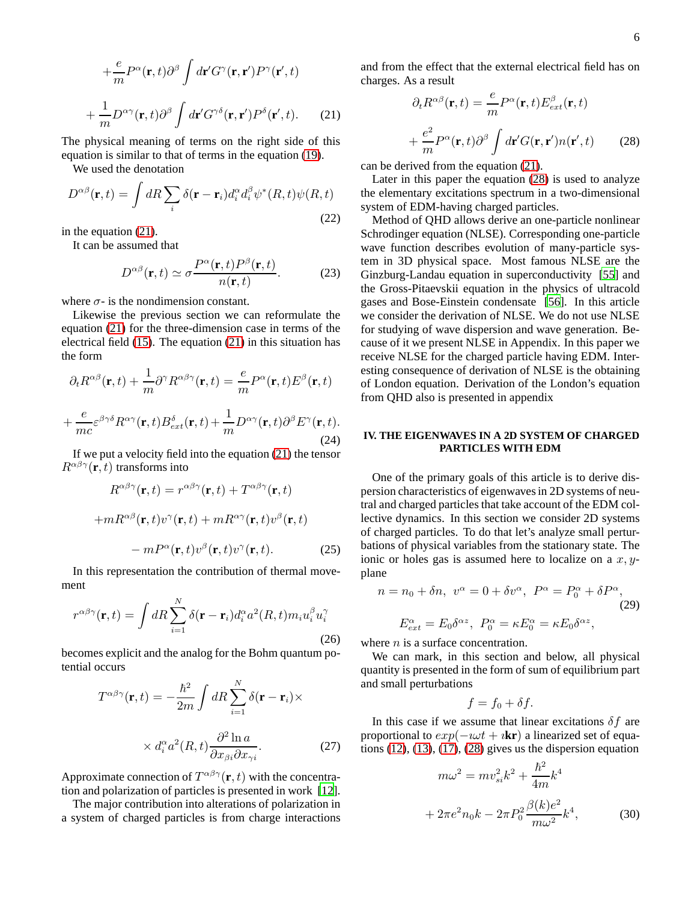$$+\frac{e}{m}P^{\alpha}(\mathbf{r},t)\partial^{\beta}\int d\mathbf{r}'G^{\gamma}(\mathbf{r},\mathbf{r}')P^{\gamma}(\mathbf{r}',t)$$

$$+\frac{1}{m}D^{\alpha\gamma}(\mathbf{r},t)\partial^{\beta}\int d\mathbf{r}'G^{\gamma\delta}(\mathbf{r},\mathbf{r}')P^{\delta}(\mathbf{r}',t). \qquad (21)$$

The physical meaning of terms on the right side of this equation is similar to that of terms in the equation (19).

We used the denotation

$$D^{\alpha\beta}(\mathbf{r},t)=\int dR\sum_{i}\delta(\mathbf{r}-\mathbf{r}_{i})d_{i}^{\alpha}d_{i}^{\beta}\psi^{*}(R,t)\psi(R,t) \qquad (22)$$

in the equation (21).

It can be assumed that

$$D^{\alpha\beta}(\mathbf{r},t)\simeq\sigma\frac{P^{\alpha}(\mathbf{r},t)P^{\beta}(\mathbf{r},t)}{n(\mathbf{r},t)}. \qquad (23)$$

where $\sigma$- is the nondimension constant.

Likewise the previous section we can reformulate the equation (21) for the three-dimension case in terms of the electrical field (15). The equation (21) in this situation has the form

$$\partial_{t}R^{\alpha\beta}(\mathbf{r},t)+\frac{1}{m}\partial^{\gamma}R^{\alpha\beta\gamma}(\mathbf{r},t)=\frac{e}{m}P^{\alpha}(\mathbf{r},t)E^{\beta}(\mathbf{r},t)$$

$$+\frac{e}{mc}\varepsilon^{\beta\gamma\delta}R^{\alpha\gamma}(\mathbf{r},t)B^{\delta}_{ext}(\mathbf{r},t)+\frac{1}{m}D^{\alpha\gamma}(\mathbf{r},t)\partial^{\beta}E^{\gamma}(\mathbf{r},t). \qquad (24)$$

If we put a velocity field into the equation (21) the tensor $R^{\alpha\beta\gamma}(\mathbf{r},t)$ transforms into

$$R^{\alpha\beta\gamma}(\mathbf{r},t)=r^{\alpha\beta\gamma}(\mathbf{r},t)+T^{\alpha\beta\gamma}(\mathbf{r},t)$$

$$+mR^{\alpha\beta}(\mathbf{r},t)v^{\gamma}(\mathbf{r},t)+mR^{\alpha\gamma}(\mathbf{r},t)v^{\beta}(\mathbf{r},t)$$

$$-mP^{\alpha}(\mathbf{r},t)v^{\beta}(\mathbf{r},t)v^{\gamma}(\mathbf{r},t). \qquad (25)$$

In this representation the contribution of thermal movement

$$r^{\alpha\beta\gamma}(\mathbf{r},t)=\int dR\sum_{i=1}^{N}\delta(\mathbf{r}-\mathbf{r}_{i})d_{i}^{\alpha}a^{2}(R,t)m_{i}u_{i}^{\beta}u_{i}^{\gamma} \qquad (26)$$

becomes explicit and the analog for the Bohm quantum potential occurs

$$T^{\alpha\beta\gamma}(\mathbf{r},t)=-\frac{\hbar^{2}}{2m}\int dR\sum_{i=1}^{N}\delta(\mathbf{r}-\mathbf{r}_{i})\times$$

$$\times d_{i}^{\alpha}a^{2}(R,t)\frac{\partial^{2}\ln a}{\partial x_{\beta i}\partial x_{\gamma i}}. \qquad (27)$$

Approximate connection of $T^{\alpha\beta\gamma}(\mathbf{r},t)$ with the concentration and polarization of particles is presented in work [12].

The major contribution into alterations of polarization in a system of charged particles is from charge interactions and from the effect that the external electrical field has on charges. As a result

$$\partial_{t}R^{\alpha\beta}(\mathbf{r},t)=\frac{e}{m}P^{\alpha}(\mathbf{r},t)E^{\beta}_{ext}(\mathbf{r},t)$$

$$+\frac{e^{2}}{m}P^{\alpha}(\mathbf{r},t)\partial^{\beta}\int d\mathbf{r}'G(\mathbf{r},\mathbf{r}')n(\mathbf{r}',t) \qquad (28)$$

can be derived from the equation (21).

Later in this paper the equation (28) is used to analyze the elementary excitations spectrum in a two-dimensional system of EDM-having charged particles.

Method of QHD allows derive an one-particle nonlinear Schrodinger equation (NLSE). Corresponding one-particle wave function describes evolution of many-particle system in 3D physical space. Most famous NLSE are the Ginzburg-Landau equation in superconductivity [55] and the Gross-Pitaevskii equation in the physics of ultracold gases and Bose-Einstein condensate [56]. In this article we consider the derivation of NLSE. We do not use NLSE for studying of wave dispersion and wave generation. Because of it we present NLSE in Appendix. In this paper we receive NLSE for the charged particle having EDM. Interesting consequence of derivation of NLSE is the obtaining of London equation. Derivation of the London's equation from QHD also is presented in appendix

## IV. THE EIGENWAVES IN A 2D SYSTEM OF CHARGED PARTICLES WITH EDM

One of the primary goals of this article is to derive dispersion characteristics of eigenwaves in 2D systems of neutral and charged particles that take account of the EDM collective dynamics. In this section we consider 2D systems of charged particles. To do that let's analyze small perturbations of physical variables from the stationary state. The ionic or holes gas is assumed here to localize on a $x,y$-plane

$$n=n_{0}+\delta n,\ v^{\alpha}=0+\delta v^{\alpha},\ P^{\alpha}=P^{\alpha}_{0}+\delta P^{\alpha}, \qquad (29)$$

$$E^{\alpha}_{ext}=E_{0}\delta^{\alpha z},\ P^{\alpha}_{0}=\kappa E^{\alpha}_{0}=\kappa E_{0}\delta^{\alpha z},$$

where $n$ is a surface concentration.

We can mark, in this section and below, all physical quantity is presented in the form of sum of equilibrium part and small perturbations

$$f=f_{0}+\delta f.$$

In this case if we assume that linear excitations $\delta f$ are proportional to $exp(-\imath\omega t+\imath\mathbf{k}\mathbf{r})$ a linearized set of equations (12), (13), (17), (28) gives us the dispersion equation

$$m\omega^{2}=mv_{si}^{2}k^{2}+\frac{\hbar^{2}}{4m}k^{4}$$

$$+2\pi e^{2}n_{0}k-2\pi P_{0}^{2}\frac{\beta(k)e^{2}}{m\omega^{2}}k^{4}, \qquad (30)$$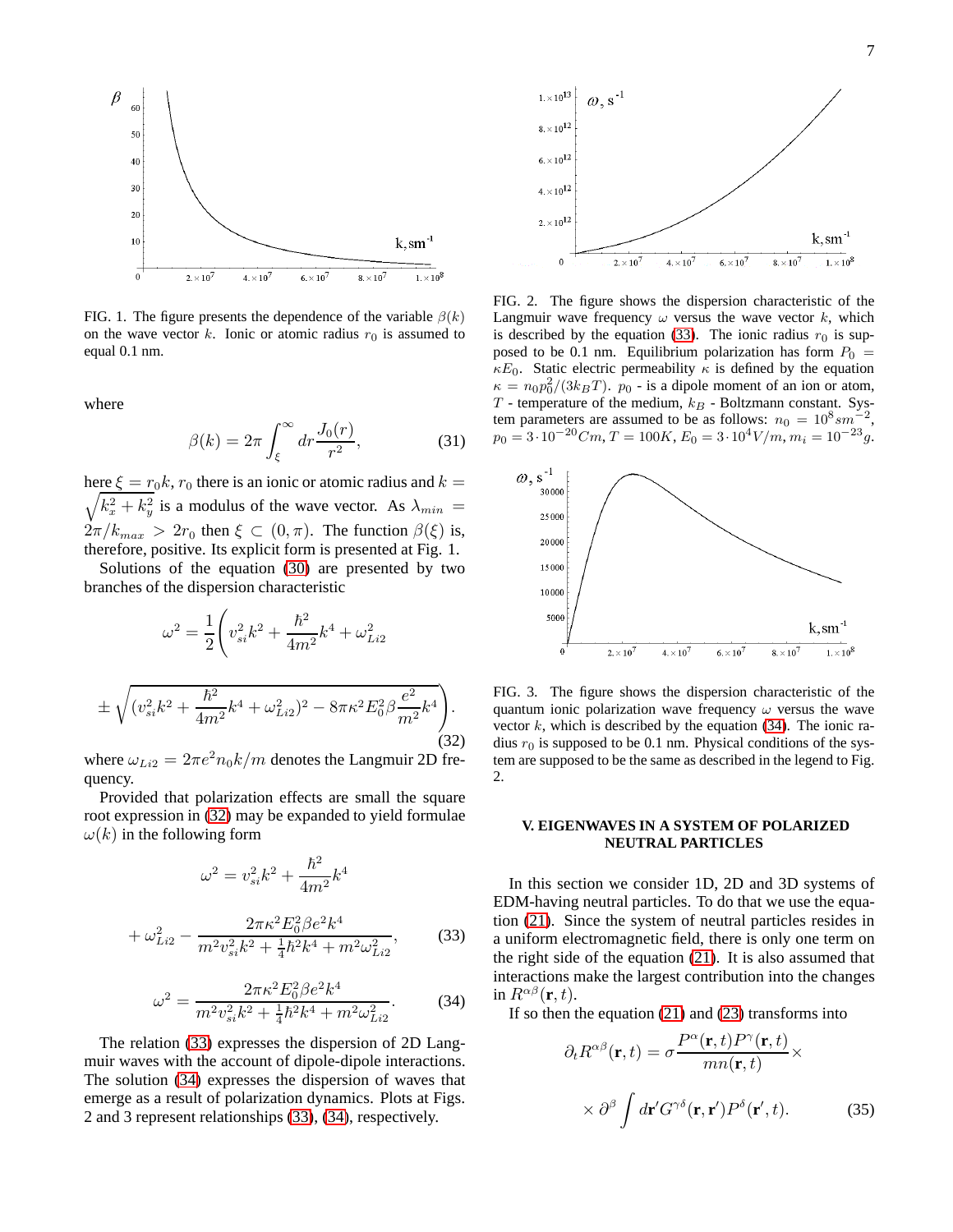FIG. 1. The figure presents the dependence of the variable $\beta(k)$ on the wave vector $k$. Ionic or atomic radius $r_0$ is assumed to equal 0.1 nm.

where

$$\beta(k) = 2\pi \int_{\xi}^{\infty} dr \frac{J_0(r)}{r^2}, \tag{31}$$

here $\xi = r_0 k$, $r_0$ there is an ionic or atomic radius and $k = \sqrt{k_x^2 + k_y^2}$ is a modulus of the wave vector. As $\lambda_{min} = 2\pi/k_{max} > 2r_0$ then $\xi \subset (0, \pi)$. The function $\beta(\xi)$ is, therefore, positive. Its explicit form is presented at Fig. 1.

Solutions of the equation (30) are presented by two branches of the dispersion characteristic

$$\omega^2 = \frac{1}{2}\Biggl( v_{si}^2 k^2 + \frac{\hbar^2}{4m^2}k^4 + \omega_{Li2}^2$$

$$\pm \sqrt{(v_{si}^2 k^2 + \frac{\hbar^2}{4m^2}k^4 + \omega_{Li2}^2)^2 - 8\pi\kappa^2 E_0^2 \beta \frac{e^2}{m^2}k^4}\Biggr). \tag{32}$$

where $\omega_{Li2} = 2\pi e^2 n_0 k/m$ denotes the Langmuir 2D frequency.

Provided that polarization effects are small the square root expression in (32) may be expanded to yield formulae $\omega(k)$ in the following form

$$\omega^2 = v_{si}^2 k^2 + \frac{\hbar^2}{4m^2}k^4$$

$$+ \omega_{Li2}^2 - \frac{2\pi\kappa^2 E_0^2 \beta e^2 k^4}{m^2 v_{si}^2 k^2 + \frac{1}{4}\hbar^2 k^4 + m^2 \omega_{Li2}^2}, \tag{33}$$

$$\omega^2 = \frac{2\pi\kappa^2 E_0^2 \beta e^2 k^4}{m^2 v_{si}^2 k^2 + \frac{1}{4}\hbar^2 k^4 + m^2 \omega_{Li2}^2}. \tag{34}$$

The relation (33) expresses the dispersion of 2D Langmuir waves with the account of dipole-dipole interactions. The solution (34) expresses the dispersion of waves that emerge as a result of polarization dynamics. Plots at Figs. 2 and 3 represent relationships (33), (34), respectively.

FIG. 2. The figure shows the dispersion characteristic of the Langmuir wave frequency $\omega$ versus the wave vector $k$, which is described by the equation (33). The ionic radius $r_0$ is supposed to be 0.1 nm. Equilibrium polarization has form $P_0 = \kappa E_0$. Static electric permeability $\kappa$ is defined by the equation $\kappa = n_0 p_0^2/(3k_B T)$. $p_0$ - is a dipole moment of an ion or atom, $T$ - temperature of the medium, $k_B$ - Boltzmann constant. System parameters are assumed to be as follows: $n_0 = 10^8 sm^{-2}$, $p_0 = 3 \cdot 10^{-20} Cm$, $T = 100K$, $E_0 = 3 \cdot 10^4 V/m$, $m_i = 10^{-23} g$.

FIG. 3. The figure shows the dispersion characteristic of the quantum ionic polarization wave frequency $\omega$ versus the wave vector $k$, which is described by the equation (34). The ionic radius $r_0$ is supposed to be 0.1 nm. Physical conditions of the system are supposed to be the same as described in the legend to Fig. 2.

## V. EIGENWAVES IN A SYSTEM OF POLARIZED NEUTRAL PARTICLES

In this section we consider 1D, 2D and 3D systems of EDM-having neutral particles. To do that we use the equation (21). Since the system of neutral particles resides in a uniform electromagnetic field, there is only one term on the right side of the equation (21). It is also assumed that interactions make the largest contribution into the changes in $R^{\alpha\beta}(\mathbf{r}, t)$.

If so then the equation (21) and (23) transforms into

$$\partial_t R^{\alpha\beta}(\mathbf{r}, t) = \sigma \frac{P^\alpha(\mathbf{r}, t) P^\gamma(\mathbf{r}, t)}{mn(\mathbf{r}, t)} \times$$

$$\times \partial^\beta \int d\mathbf{r}' G^{\gamma\delta}(\mathbf{r}, \mathbf{r}') P^\delta(\mathbf{r}', t). \tag{35}$$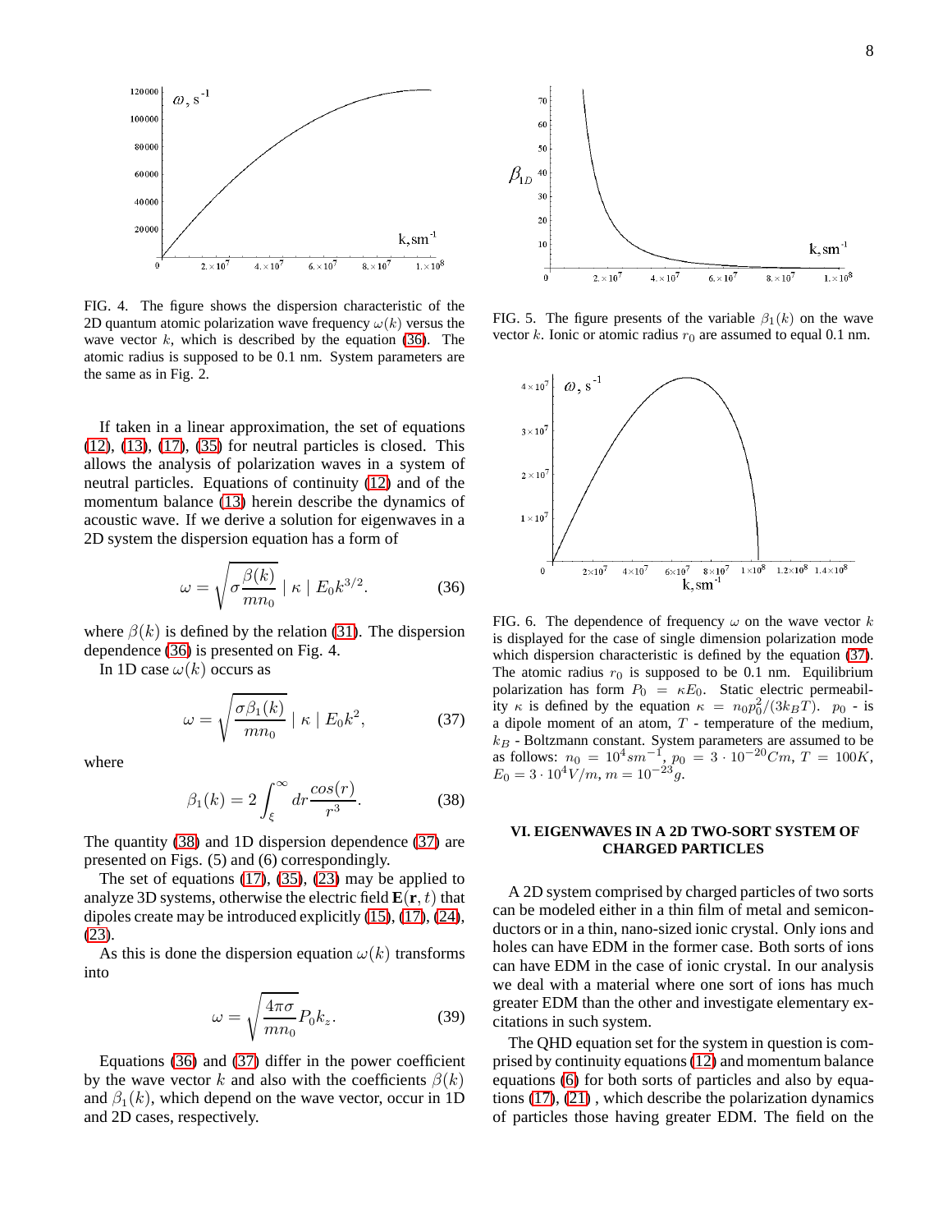FIG. 4. The figure shows the dispersion characteristic of the 2D quantum atomic polarization wave frequency $\omega(k)$ versus the wave vector $k$, which is described by the equation (36). The atomic radius is supposed to be 0.1 nm. System parameters are the same as in Fig. 2.

If taken in a linear approximation, the set of equations (12), (13), (17), (35) for neutral particles is closed. This allows the analysis of polarization waves in a system of neutral particles. Equations of continuity (12) and of the momentum balance (13) herein describe the dynamics of acoustic wave. If we derive a solution for eigenwaves in a 2D system the dispersion equation has a form of

$$\omega = \sqrt{\sigma \frac{\beta(k)}{mn_0} \mid \kappa \mid E_0 k^{3/2}}. \quad (36)$$

where $\beta(k)$ is defined by the relation (31). The dispersion dependence (36) is presented on Fig. 4.

In 1D case $\omega(k)$ occurs as

$$\omega = \sqrt{\frac{\sigma \beta_1(k)}{mn_0} \mid \kappa \mid E_0 k^2}, \quad (37)$$

where

$$\beta_1(k) = 2 \int_{\xi}^{\infty} dr \frac{cos(r)}{r^3}. \quad (38)$$

The quantity (38) and 1D dispersion dependence (37) are presented on Figs. (5) and (6) correspondingly.

The set of equations (17), (35), (23) may be applied to analyze 3D systems, otherwise the electric field $\mathbf{E}(\mathbf{r}, t)$ that dipoles create may be introduced explicitly (15), (17), (24), (23).

As this is done the dispersion equation $\omega(k)$ transforms into

$$\omega = \sqrt{\frac{4\pi\sigma}{mn_0} P_0 k_z}. \quad (39)$$

Equations (36) and (37) differ in the power coefficient by the wave vector $k$ and also with the coefficients $\beta(k)$ and $\beta_1(k)$, which depend on the wave vector, occur in 1D and 2D cases, respectively.

FIG. 5. The figure presents of the variable $\beta_1(k)$ on the wave vector $k$. Ionic or atomic radius $r_0$ are assumed to equal 0.1 nm.

FIG. 6. The dependence of frequency $\omega$ on the wave vector $k$ is displayed for the case of single dimension polarization mode which dispersion characteristic is defined by the equation (37). The atomic radius $r_0$ is supposed to be 0.1 nm. Equilibrium polarization has form $P_0 = \kappa E_0$. Static electric permeability $\kappa$ is defined by the equation $\kappa = n_0 p_0^2/(3k_B T)$. $p_0$ - is a dipole moment of an atom, $T$ - temperature of the medium, $k_B$ - Boltzmann constant. System parameters are assumed to be as follows: $n_0 = 10^4 sm^{-1}$, $p_0 = 3 \cdot 10^{-20} Cm$, $T = 100K$, $E_0 = 3 \cdot 10^4 V/m$, $m = 10^{-23} g$.

## VI. EIGENWAVES IN A 2D TWO-SORT SYSTEM OF CHARGED PARTICLES

A 2D system comprised by charged particles of two sorts can be modeled either in a thin film of metal and semiconductors or in a thin, nano-sized ionic crystal. Only ions and holes can have EDM in the former case. Both sorts of ions can have EDM in the case of ionic crystal. In our analysis we deal with a material where one sort of ions has much greater EDM than the other and investigate elementary excitations in such system.

The QHD equation set for the system in question is comprised by continuity equations (12) and momentum balance equations (6) for both sorts of particles and also by equations (17), (21) , which describe the polarization dynamics of particles those having greater EDM. The field on the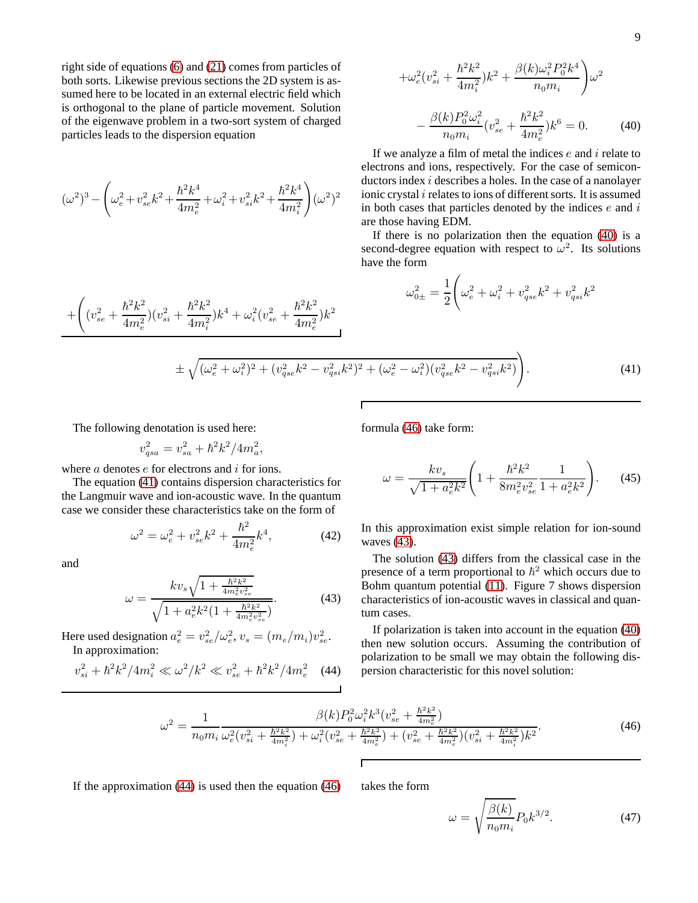right side of equations (6) and (21) comes from particles of both sorts. Likewise previous sections the 2D system is assumed here to be located in an external electric field which is orthogonal to the plane of particle movement. Solution of the eigenwave problem in a two-sort system of charged particles leads to the dispersion equation

$$(\omega^2)^3 - \left(\omega_e^2 + v_{se}^2 k^2 + \frac{\hbar^2 k^4}{4m_e^2} + \omega_i^2 + v_{si}^2 k^2 + \frac{\hbar^2 k^4}{4m_i^2}\right)(\omega^2)^2$$

$$+\biggl((v_{se}^2 + \frac{\hbar^2 k^2}{4m_e^2})(v_{si}^2 + \frac{\hbar^2 k^2}{4m_i^2})k^4 + \omega_i^2(v_{se}^2 + \frac{\hbar^2 k^2}{4m_e^2})k^2$$

$$+\omega_e^2(v_{si}^2 + \frac{\hbar^2 k^2}{4m_i^2})k^2 + \frac{\beta(k)\omega_i^2 P_0^2 k^4}{n_0 m_i}\biggr)\omega^2$$

$$-\frac{\beta(k) P_0^2 \omega_i^2}{n_0 m_i}(v_{se}^2 + \frac{\hbar^2 k^2}{4m_e^2})k^6 = 0. \qquad (40)$$

If we analyze a film of metal the indices $e$ and $i$ relate to electrons and ions, respectively. For the case of semiconductors index $i$ describes a holes. In the case of a nanolayer ionic crystal $i$ relates to ions of different sorts. It is assumed in both cases that particles denoted by the indices $e$ and $i$ are those having EDM.

If there is no polarization then the equation (40) is a second-degree equation with respect to $\omega^2$. Its solutions have the form

$$\omega_{0\pm}^2 = \frac{1}{2}\biggl(\omega_e^2 + \omega_i^2 + v_{qse}^2 k^2 + v_{qsi}^2 k^2$$

$$\pm\sqrt{(\omega_e^2 + \omega_i^2)^2 + (v_{qse}^2 k^2 - v_{qsi}^2 k^2)^2 + (\omega_e^2 - \omega_i^2)(v_{qse}^2 k^2 - v_{qsi}^2 k^2)}\biggr). \qquad (41)$$

The following denotation is used here:

$$v_{qsa}^2 = v_{sa}^2 + \hbar^2 k^2/4m_a^2,$$

where $a$ denotes $e$ for electrons and $i$ for ions.

The equation (41) contains dispersion characteristics for the Langmuir wave and ion-acoustic wave. In the quantum case we consider these characteristics take on the form of

$$\omega^2 = \omega_e^2 + v_{se}^2 k^2 + \frac{\hbar^2}{4m_e^2}k^4, \qquad (42)$$

and

$$\omega = \frac{k v_s \sqrt{1 + \frac{\hbar^2 k^2}{4m_e^2 v_{se}^2}}}{\sqrt{1 + a_e^2 k^2 (1 + \frac{\hbar^2 k^2}{4m_e^2 v_{se}^2})}}. \qquad (43)$$

Here used designation $a_e^2 = v_{se}^2/\omega_e^2$, $v_s = (m_e/m_i)v_{se}^2$.

In approximation:

$$v_{si}^2 + \hbar^2 k^2/4m_i^2 \ll \omega^2/k^2 \ll v_{se}^2 + \hbar^2 k^2/4m_e^2 \qquad (44)$$

formula (46) take form:

$$\omega = \frac{k v_s}{\sqrt{1 + a_e^2 k^2}}\biggl(1 + \frac{\hbar^2 k^2}{8m_e^2 v_{se}^2}\frac{1}{1 + a_e^2 k^2}\biggr). \qquad (45)$$

In this approximation exist simple relation for ion-sound waves (43).

The solution (43) differs from the classical case in the presence of a term proportional to $\hbar^2$ which occurs due to Bohm quantum potential (11). Figure 7 shows dispersion characteristics of ion-acoustic waves in classical and quantum cases.

If polarization is taken into account in the equation (40) then new solution occurs. Assuming the contribution of polarization to be small we may obtain the following dispersion characteristic for this novel solution:

$$\omega^2 = \frac{1}{n_0 m_i}\frac{\beta(k) P_0^2 \omega_i^2 k^3 (v_{se}^2 + \frac{\hbar^2 k^2}{4m_e^2})}{\omega_e^2(v_{si}^2 + \frac{\hbar^2 k^2}{4m_i^2}) + \omega_i^2(v_{se}^2 + \frac{\hbar^2 k^2}{4m_e^2}) + (v_{se}^2 + \frac{\hbar^2 k^2}{4m_e^2})(v_{si}^2 + \frac{\hbar^2 k^2}{4m_i^2})k^2}. \qquad (46)$$

If the approximation (44) is used then the equation (46) takes the form

$$\omega = \sqrt{\frac{\beta(k)}{n_0 m_i}} P_0 k^{3/2}. \qquad (47)$$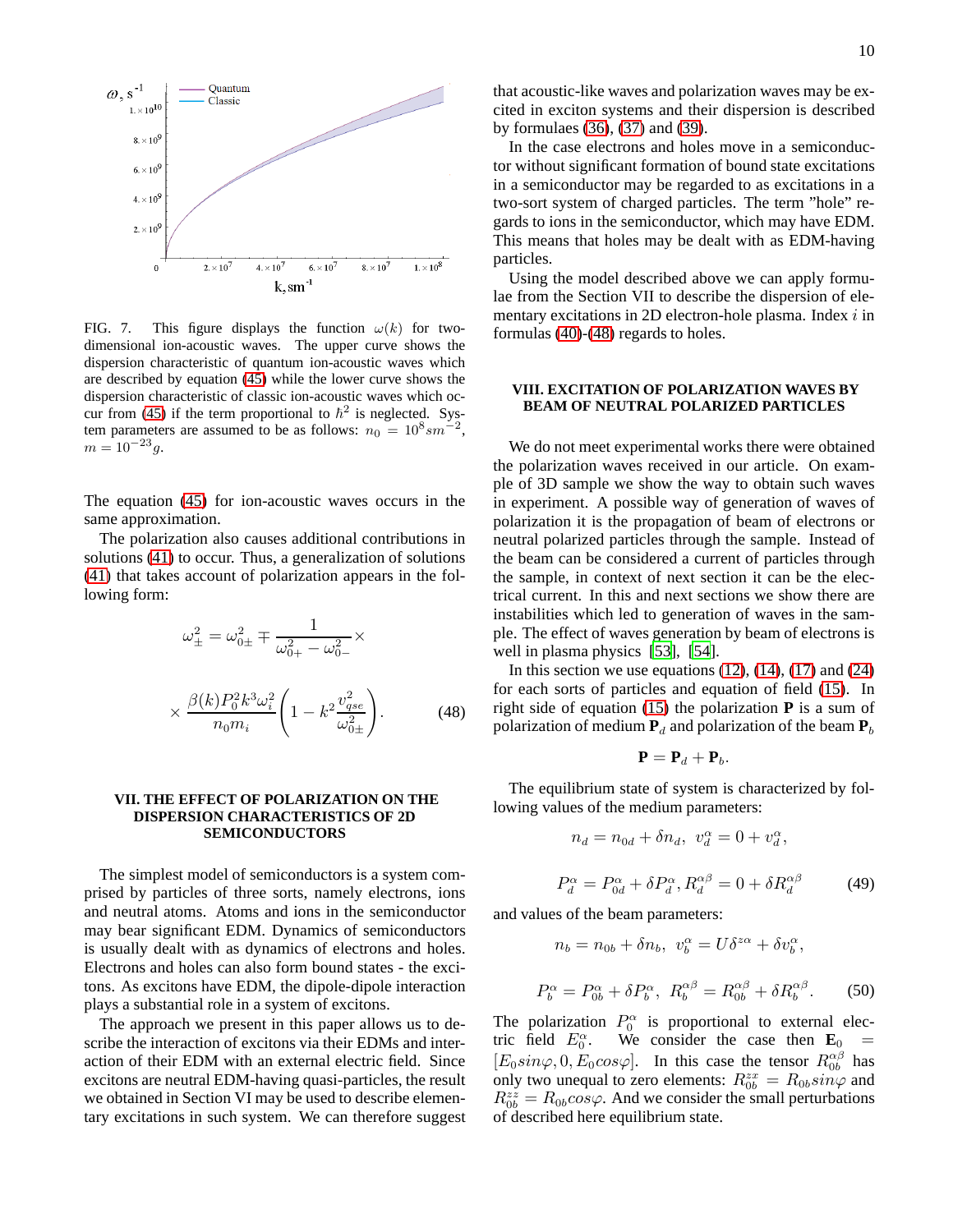FIG. 7. This figure displays the function $\omega(k)$ for two-dimensional ion-acoustic waves. The upper curve shows the dispersion characteristic of quantum ion-acoustic waves which are described by equation (45) while the lower curve shows the dispersion characteristic of classic ion-acoustic waves which occur from (45) if the term proportional to $\hbar^2$ is neglected. System parameters are assumed to be as follows: $n_0 = 10^8 sm^{-2}$, $m = 10^{-23}g$.

The equation (45) for ion-acoustic waves occurs in the same approximation.

The polarization also causes additional contributions in solutions (41) to occur. Thus, a generalization of solutions (41) that takes account of polarization appears in the following form:

$$\omega_{\pm}^2 = \omega_{0\pm}^2 \mp \frac{1}{\omega_{0+}^2 - \omega_{0-}^2}\times$$

$$\times \frac{\beta(k)P_0^2k^3\omega_i^2}{n_0m_i}\left(1 - k^2\frac{v_{qse}^2}{\omega_{0\pm}^2}\right). \qquad (48)$$

## VII. THE EFFECT OF POLARIZATION ON THE DISPERSION CHARACTERISTICS OF 2D SEMICONDUCTORS

The simplest model of semiconductors is a system comprised by particles of three sorts, namely electrons, ions and neutral atoms. Atoms and ions in the semiconductor may bear significant EDM. Dynamics of semiconductors is usually dealt with as dynamics of electrons and holes. Electrons and holes can also form bound states - the excitons. As excitons have EDM, the dipole-dipole interaction plays a substantial role in a system of excitons.

The approach we present in this paper allows us to describe the interaction of excitons via their EDMs and interaction of their EDM with an external electric field. Since excitons are neutral EDM-having quasi-particles, the result we obtained in Section VI may be used to describe elementary excitations in such system. We can therefore suggest that acoustic-like waves and polarization waves may be excited in exciton systems and their dispersion is described by formulaes (36), (37) and (39).

In the case electrons and holes move in a semiconductor without significant formation of bound states excitations in a semiconductor may be regarded to as excitations in a two-sort system of charged particles. The term "hole" regards to ions in the semiconductor, which may have EDM. This means that holes may be dealt with as EDM-having particles.

Using the model described above we can apply formulae from the Section VII to describe the dispersion of elementary excitations in 2D electron-hole plasma. Index $i$ in formulas (40)-(48) regards to holes.

## VIII. EXCITATION OF POLARIZATION WAVES BY BEAM OF NEUTRAL POLARIZED PARTICLES

We do not meet experimental works there were obtained the polarization waves received in our article. On example of 3D sample we show the way to obtain such waves in experiment. A possible way of generation of waves of polarization it is the propagation of beam of electrons or neutral polarized particles through the sample. Instead of the beam can be considered a current of particles through the sample, in context of next section it can be the electrical current. In this and next sections we show there are instabilities which led to generation of waves in the sample. The effect of waves generation by beam of electrons is well in plasma physics [53], [54].

In this section we use equations (12), (14), (17) and (24) for each sorts of particles and equation of field (15). In right side of equation (15) the polarization $\mathbf{P}$ is a sum of polarization of medium $\mathbf{P}_d$ and polarization of the beam $\mathbf{P}_b$

$$\mathbf{P} = \mathbf{P}_d + \mathbf{P}_b.$$

The equilibrium state of system is characterized by following values of the medium parameters:

$$n_d = n_{0d} + \delta n_d,\ v_d^\alpha = 0 + v_d^\alpha,$$

$$P_d^\alpha = P_{0d}^\alpha + \delta P_d^\alpha, R_d^{\alpha\beta} = 0 + \delta R_d^{\alpha\beta} \qquad (49)$$

and values of the beam parameters:

$$n_b = n_{0b} + \delta n_b,\ v_b^\alpha = U\delta^{z\alpha} + \delta v_b^\alpha,$$

$$P_b^\alpha = P_{0b}^\alpha + \delta P_b^\alpha,\ R_b^{\alpha\beta} = R_{0b}^{\alpha\beta} + \delta R_b^{\alpha\beta}. \qquad (50)$$

The polarization $P_0^\alpha$ is proportional to external electric field $E_0^\alpha$. We consider the case then $\mathbf{E}_0 = [E_0 sin\varphi, 0, E_0 cos\varphi]$. In this case the tensor $R_{0b}^{\alpha\beta}$ has only two unequal to zero elements: $R_{0b}^{zx} = R_{0b}sin\varphi$ and $R_{0b}^{zz} = R_{0b}cos\varphi$. And we consider the small perturbations of described here equilibrium state.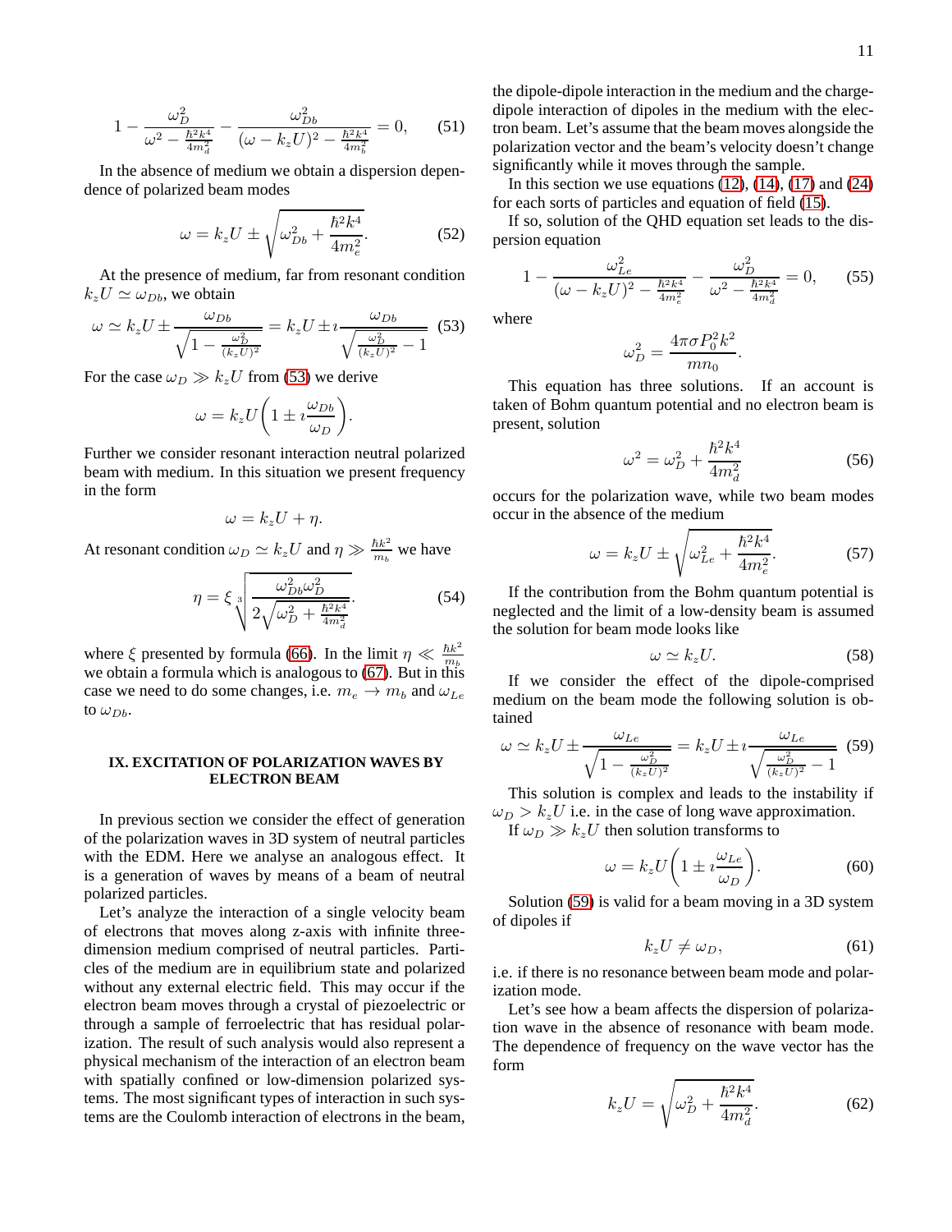$$1-\frac{\omega_D^2}{\omega^2-\frac{\hbar^2k^4}{4m_d^2}}-\frac{\omega_{Db}^2}{(\omega-k_zU)^2-\frac{\hbar^2k^4}{4m_b^2}}=0, \qquad (51)$$

In the absence of medium we obtain a dispersion dependence of polarized beam modes

$$\omega=k_zU\pm\sqrt{\omega_{Db}^2+\frac{\hbar^2k^4}{4m_e^2}}. \qquad (52)$$

At the presence of medium, far from resonant condition $k_zU\simeq\omega_{Db}$, we obtain

$$\omega\simeq k_zU\pm\frac{\omega_{Db}}{\sqrt{1-\frac{\omega_D^2}{(k_zU)^2}}}=k_zU\pm\imath\frac{\omega_{Db}}{\sqrt{\frac{\omega_D^2}{(k_zU)^2}-1}} \qquad (53)$$

For the case $\omega_D\gg k_zU$ from (53) we derive

$$\omega=k_zU\biggl(1\pm\imath\frac{\omega_{Db}}{\omega_D}\biggr).$$

Further we consider resonant interaction neutral polarized beam with medium. In this situation we present frequency in the form

$$\omega=k_zU+\eta.$$

At resonant condition $\omega_D\simeq k_zU$ and $\eta\gg\frac{\hbar k^2}{m_b}$ we have

$$\eta=\xi\sqrt[3]{\frac{\omega_{Db}^2\omega_D^2}{2\sqrt{\omega_D^2+\frac{\hbar^2k^4}{4m_d^2}}}}. \qquad (54)$$

where $\xi$ presented by formula (66). In the limit $\eta\ll\frac{\hbar k^2}{m_b}$ we obtain a formula which is analogous to (67). But in this case we need to do some changes, i.e. $m_e\rightarrow m_b$ and $\omega_{Le}$ to $\omega_{Db}$.

## IX. EXCITATION OF POLARIZATION WAVES BY ELECTRON BEAM

In previous section we consider the effect of generation of the polarization waves in 3D system of neutral particles with the EDM. Here we analyse an analogous effect. It is a generation of waves by means of a beam of neutral polarized particles.

Let's analyze the interaction of a single velocity beam of electrons that moves along z-axis with infinite three-dimension medium comprised of neutral particles. Particles of the medium are in equilibrium state and polarized without any external electric field. This may occur if the electron beam moves through a crystal of piezoelectric or through a sample of ferroelectric that has residual polarization. The result of such analysis would also represent a physical mechanism of the interaction of an electron beam with spatially confined or low-dimension polarized systems. The most significant types of interaction in such systems are the Coulomb interaction of electrons in the beam, the dipole-dipole interaction in the medium and the charge-dipole interaction of dipoles in the medium with the electron beam. Let's assume that the beam moves alongside the polarization vector and the beam's velocity doesn't change significantly while it moves through the sample.

In this section we use equations (12), (14), (17) and (24) for each sorts of particles and equation of field (15).

If so, solution of the QHD equation set leads to the dispersion equation

$$1-\frac{\omega_{Le}^2}{(\omega-k_zU)^2-\frac{\hbar^2k^4}{4m_e^2}}-\frac{\omega_D^2}{\omega^2-\frac{\hbar^2k^4}{4m_d^2}}=0, \qquad (55)$$

where

$$\omega_D^2=\frac{4\pi\sigma P_0^2k^2}{mn_0}.$$

This equation has three solutions. If an account is taken of Bohm quantum potential and no electron beam is present, solution

$$\omega^2=\omega_D^2+\frac{\hbar^2k^4}{4m_d^2} \qquad (56)$$

occurs for the polarization wave, while two beam modes occur in the absence of the medium

$$\omega=k_zU\pm\sqrt{\omega_{Le}^2+\frac{\hbar^2k^4}{4m_e^2}}. \qquad (57)$$

If the contribution from the Bohm quantum potential is neglected and the limit of a low-density beam is assumed the solution for beam mode looks like

$$\omega\simeq k_zU. \qquad (58)$$

If we consider the effect of the dipole-comprised medium on the beam mode the following solution is obtained

$$\omega\simeq k_zU\pm\frac{\omega_{Le}}{\sqrt{1-\frac{\omega_D^2}{(k_zU)^2}}}=k_zU\pm\imath\frac{\omega_{Le}}{\sqrt{\frac{\omega_D^2}{(k_zU)^2}-1}} \qquad (59)$$

This solution is complex and leads to the instability if $\omega_D>k_zU$ i.e. in the case of long wave approximation.

If $\omega_D\gg k_zU$ then solution transforms to

$$\omega=k_zU\biggl(1\pm\imath\frac{\omega_{Le}}{\omega_D}\biggr). \qquad (60)$$

Solution (59) is valid for a beam moving in a 3D system of dipoles if

$$k_zU\neq\omega_D, \qquad (61)$$

i.e. if there is no resonance between beam mode and polarization mode.

Let's see how a beam affects the dispersion of polarization wave in the absence of resonance with beam mode. The dependence of frequency on the wave vector has the form

$$k_zU=\sqrt{\omega_D^2+\frac{\hbar^2k^4}{4m_d^2}}. \qquad (62)$$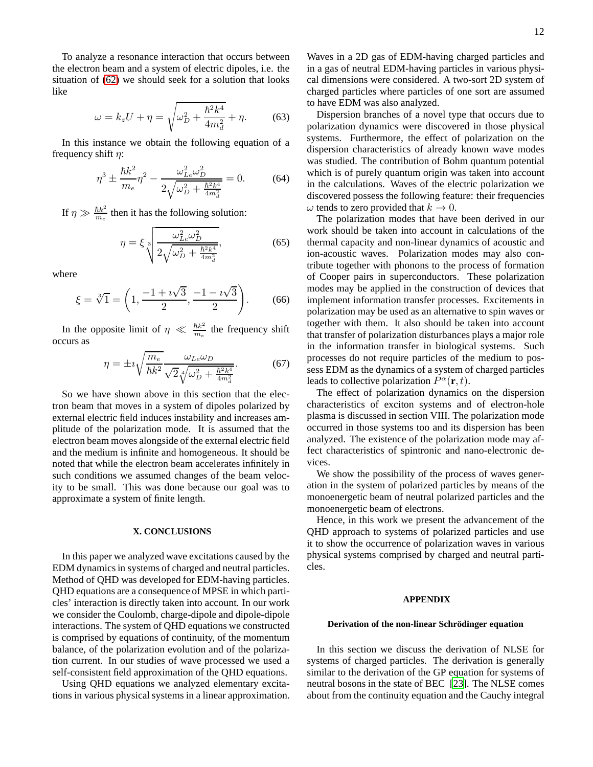To analyze a resonance interaction that occurs between the electron beam and a system of electric dipoles, i.e. the situation of (62) we should seek for a solution that looks like

$$\omega = k_z U + \eta = \sqrt{\omega_D^2 + \frac{\hbar^2 k^4}{4m_d^2}} + \eta. \tag{63}$$

In this instance we obtain the following equation of a frequency shift $\eta$:

$$\eta^3 \pm \frac{\hbar k^2}{m_e}\eta^2 - \frac{\omega_{Le}^2 \omega_D^2}{2\sqrt{\omega_D^2 + \frac{\hbar^2 k^4}{4m_d^2}}} = 0. \tag{64}$$

If $\eta \gg \frac{\hbar k^2}{m_e}$ then it has the following solution:

$$\eta = \xi \sqrt[3]{\frac{\omega_{Le}^2 \omega_D^2}{2\sqrt{\omega_D^2 + \frac{\hbar^2 k^4}{4m_d^2}}}}, \tag{65}$$

where

$$\xi = \sqrt[3]{1} = \left(1, \frac{-1 + \imath\sqrt{3}}{2}, \frac{-1 - \imath\sqrt{3}}{2}\right). \tag{66}$$

In the opposite limit of $\eta \ll \frac{\hbar k^2}{m_e}$ the frequency shift occurs as

$$\eta = \pm \imath \sqrt{\frac{m_e}{\hbar k^2}} \frac{\omega_{Le}\omega_D}{\sqrt{2}\sqrt[4]{\omega_D^2 + \frac{\hbar^2 k^4}{4m_d^2}}}. \tag{67}$$

So we have shown above in this section that the electron beam that moves in a system of dipoles polarized by external electric field induces instability and increases amplitude of the polarization mode. It is assumed that the electron beam moves alongside of the external electric field and the medium is infinite and homogeneous. It should be noted that while the electron beam accelerates infinitely in such conditions we assumed changes of the beam velocity to be small. This was done because our goal was to approximate a system of finite length.

## X. CONCLUSIONS

In this paper we analyzed wave excitations caused by the EDM dynamics in systems of charged and neutral particles. Method of QHD was developed for EDM-having particles. QHD equations are a consequence of MPSE in which particles' interaction is directly taken into account. In our work we consider the Coulomb, charge-dipole and dipole-dipole interactions. The system of QHD equations we constructed is comprised by equations of continuity, of the momentum balance, of the polarization evolution and of the polarization current. In our studies of wave processed we used a self-consistent field approximation of the QHD equations.

Using QHD equations we analyzed elementary excitations in various physical systems in a linear approximation. Waves in a 2D gas of EDM-having charged particles and in a gas of neutral EDM-having particles in various physical dimensions were considered. A two-sort 2D system of charged particles where particles of one sort are assumed to have EDM was also analyzed.

Dispersion branches of a novel type that occurs due to polarization dynamics were discovered in those physical systems. Furthermore, the effect of polarization on the dispersion characteristics of already known wave modes was studied. The contribution of Bohm quantum potential which is of purely quantum origin was taken into account in the calculations. Waves of the electric polarization we discovered possess the following feature: their frequencies $\omega$ tends to zero provided that $k \to 0$.

The polarization modes that have been derived in our work should be taken into account in calculations of the thermal capacity and non-linear dynamics of acoustic and ion-acoustic waves. Polarization modes may also contribute together with phonons to the process of formation of Cooper pairs in superconductors. These polarization modes may be applied in the construction of devices that implement information transfer processes. Excitements in polarization may be used as an alternative to spin waves or together with them. It also should be taken into account that transfer of polarization disturbances plays a major role in the information transfer in biological systems. Such processes do not require particles of the medium to possess EDM as the dynamics of a system of charged particles leads to collective polarization $P^\alpha(\mathbf{r}, t)$.

The effect of polarization dynamics on the dispersion characteristics of exciton systems and of electron-hole plasma is discussed in section VIII. The polarization mode occurred in those systems too and its dispersion has been analyzed. The existence of the polarization mode may affect characteristics of spintronic and nano-electronic devices.

We show the possibility of the process of waves generation in the system of polarized particles by means of the monoenergetic beam of neutral polarized particles and the monoenergetic beam of electrons.

Hence, in this work we present the advancement of the QHD approach to systems of polarized particles and use it to show the occurrence of polarization waves in various physical systems comprised by charged and neutral particles.

## APPENDIX

### Derivation of the non-linear Schrödinger equation

In this section we discuss the derivation of NLSE for systems of charged particles. The derivation is generally similar to the derivation of the GP equation for systems of neutral bosons in the state of BEC [23]. The NLSE comes about from the continuity equation and the Cauchy integral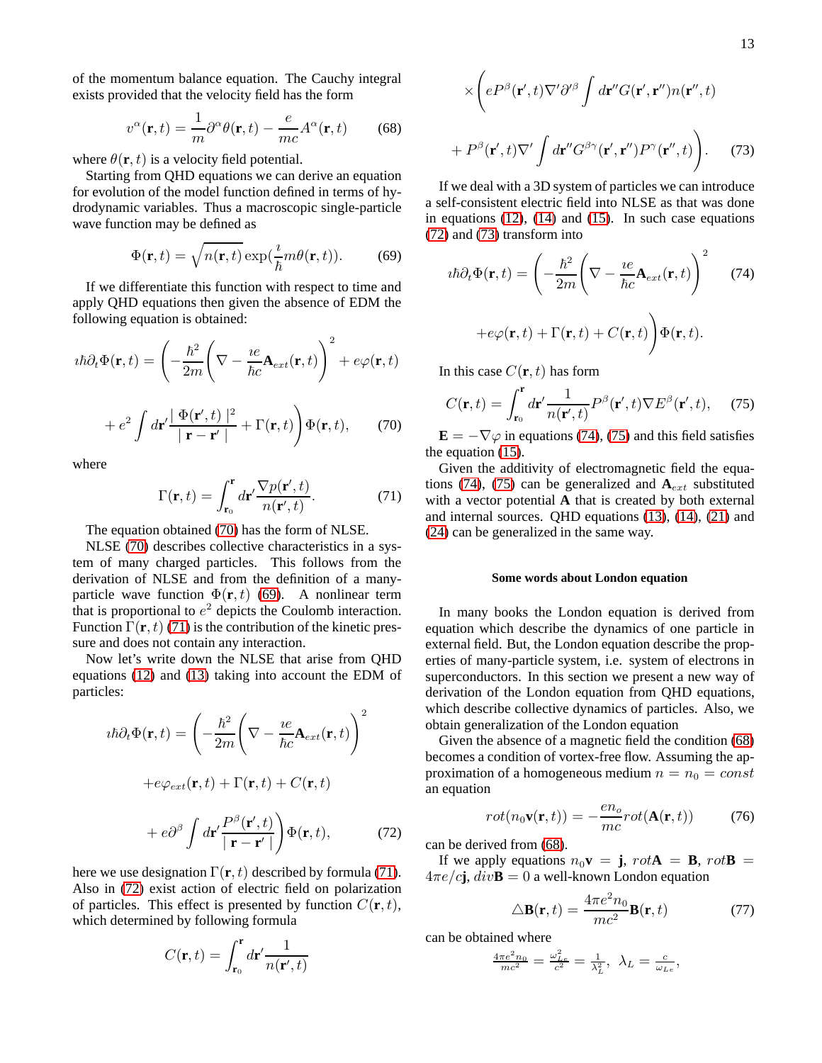of the momentum balance equation. The Cauchy integral exists provided that the velocity field has the form

$$v^\alpha(\mathbf{r},t)=\frac{1}{m}\partial^\alpha\theta(\mathbf{r},t)-\frac{e}{mc}A^\alpha(\mathbf{r},t) \qquad (68)$$

where $\theta(\mathbf{r},t)$ is a velocity field potential.

Starting from QHD equations we can derive an equation for evolution of the model function defined in terms of hydrodynamic variables. Thus a macroscopic single-particle wave function may be defined as

$$\Phi(\mathbf{r},t)=\sqrt{n(\mathbf{r},t)}\exp(\frac{\imath}{\hbar}m\theta(\mathbf{r},t)). \qquad (69)$$

If we differentiate this function with respect to time and apply QHD equations then given the absence of EDM the following equation is obtained:

$$\imath\hbar\partial_t\Phi(\mathbf{r},t)=\Biggl(-\frac{\hbar^2}{2m}\biggl(\nabla-\frac{\imath e}{\hbar c}\mathbf{A}_{ext}(\mathbf{r},t)\biggr)^2+e\varphi(\mathbf{r},t)$$

$$+e^2\int d\mathbf{r}'\frac{\mid\Phi(\mathbf{r}',t)\mid^2}{\mid\mathbf{r}-\mathbf{r}'\mid}+\Gamma(\mathbf{r},t)\Biggr)\Phi(\mathbf{r},t), \qquad (70)$$

where

$$\Gamma(\mathbf{r},t)=\int_{\mathbf{r}_0}^{\mathbf{r}}d\mathbf{r}'\frac{\nabla p(\mathbf{r}',t)}{n(\mathbf{r}',t)}. \qquad (71)$$

The equation obtained (70) has the form of NLSE.

NLSE (70) describes collective characteristics in a system of many charged particles. This follows from the derivation of NLSE and from the definition of a many-particle wave function $\Phi(\mathbf{r},t)$ (69). A nonlinear term that is proportional to $e^2$ depicts the Coulomb interaction. Function $\Gamma(\mathbf{r},t)$ (71) is the contribution of the kinetic pressure and does not contain any interaction.

Now let's write down the NLSE that arise from QHD equations (12) and (13) taking into account the EDM of particles:

$$\imath\hbar\partial_t\Phi(\mathbf{r},t)=\Biggl(-\frac{\hbar^2}{2m}\biggl(\nabla-\frac{\imath e}{\hbar c}\mathbf{A}_{ext}(\mathbf{r},t)\biggr)^2$$

$$+e\varphi_{ext}(\mathbf{r},t)+\Gamma(\mathbf{r},t)+C(\mathbf{r},t)$$

$$+e\partial^\beta\int d\mathbf{r}'\frac{P^\beta(\mathbf{r}',t)}{\mid\mathbf{r}-\mathbf{r}'\mid}\Biggr)\Phi(\mathbf{r},t), \qquad (72)$$

here we use designation $\Gamma(\mathbf{r},t)$ described by formula (71). Also in (72) exist action of electric field on polarization of particles. This effect is presented by function $C(\mathbf{r},t)$, which determined by following formula

$$C(\mathbf{r},t)=\int_{\mathbf{r}_0}^{\mathbf{r}}d\mathbf{r}'\frac{1}{n(\mathbf{r}',t)}$$

$$\times\Biggl(eP^\beta(\mathbf{r}',t)\nabla'\partial'^\beta\int d\mathbf{r}''G(\mathbf{r}',\mathbf{r}'')n(\mathbf{r}'',t)$$

$$+P^\beta(\mathbf{r}',t)\nabla'\int d\mathbf{r}''G^{\beta\gamma}(\mathbf{r}',\mathbf{r}'')P^\gamma(\mathbf{r}'',t)\Biggr). \qquad (73)$$

If we deal with a 3D system of particles we can introduce a self-consistent electric field into NLSE as that was done in equations (12), (14) and (15). In such case equations (72) and (73) transform into

$$\imath\hbar\partial_t\Phi(\mathbf{r},t)=\Biggl(-\frac{\hbar^2}{2m}\biggl(\nabla-\frac{\imath e}{\hbar c}\mathbf{A}_{ext}(\mathbf{r},t)\biggr)^2 \qquad (74)$$

$$+e\varphi(\mathbf{r},t)+\Gamma(\mathbf{r},t)+C(\mathbf{r},t)\Biggr)\Phi(\mathbf{r},t).$$

In this case $C(\mathbf{r},t)$ has form

$$C(\mathbf{r},t)=\int_{\mathbf{r}_0}^{\mathbf{r}}d\mathbf{r}'\frac{1}{n(\mathbf{r}',t)}P^\beta(\mathbf{r}',t)\nabla E^\beta(\mathbf{r}',t), \qquad (75)$$

$\mathbf{E}=-\nabla\varphi$ in equations (74), (75) and this field satisfies the equation (15).

Given the additivity of electromagnetic field the equations (74), (75) can be generalized and $\mathbf{A}_{ext}$ substituted with a vector potential $\mathbf{A}$ that is created by both external and internal sources. QHD equations (13), (14), (21) and (24) can be generalized in the same way.

## Some words about London equation

In many books the London equation is derived from equation which describe the dynamics of one particle in external field. But, the London equation describe the properties of many-particle system, i.e. system of electrons in superconductors. In this section we present a new way of derivation of the London equation from QHD equations, which describe collective dynamics of particles. Also, we obtain generalization of the London equation

Given the absence of a magnetic field the condition (68) becomes a condition of vortex-free flow. Assuming the approximation of a homogeneous medium $n=n_0=const$ an equation

$$rot(n_0\mathbf{v}(\mathbf{r},t))=-\frac{en_o}{mc}rot(\mathbf{A}(\mathbf{r},t)) \qquad (76)$$

can be derived from (68).

If we apply equations $n_0\mathbf{v}=\mathbf{j}$, $rot\mathbf{A}=\mathbf{B}$, $rot\mathbf{B}=4\pi e/c\mathbf{j}$, $div\mathbf{B}=0$ a well-known London equation

$$\triangle\mathbf{B}(\mathbf{r},t)=\frac{4\pi e^2n_0}{mc^2}\mathbf{B}(\mathbf{r},t) \qquad (77)$$

can be obtained where

$$\frac{4\pi e^2n_0}{mc^2}=\frac{\omega_{Le}^2}{c^2}=\frac{1}{\lambda_L^2},\ \lambda_L=\frac{c}{\omega_{Le}},$$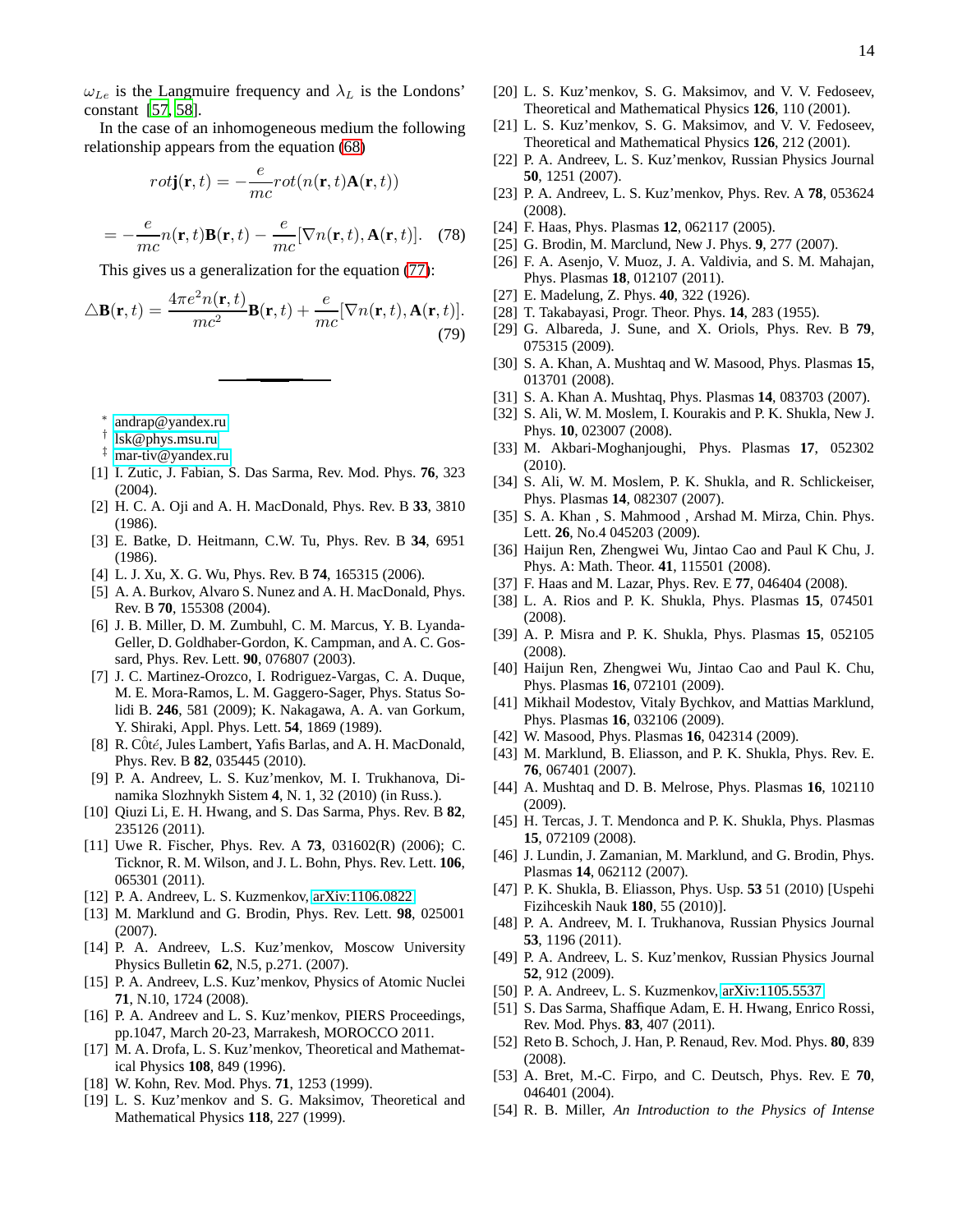$\omega_{Le}$ is the Langmuire frequency and $\lambda_L$ is the Londons' constant [57, 58].

In the case of an inhomogeneous medium the following relationship appears from the equation (68)

$$rot\mathbf{j}(\mathbf{r},t) = -\frac{e}{mc}rot(n(\mathbf{r},t)\mathbf{A}(\mathbf{r},t))$$

$$= -\frac{e}{mc}n(\mathbf{r},t)\mathbf{B}(\mathbf{r},t) - \frac{e}{mc}[\nabla n(\mathbf{r},t),\mathbf{A}(\mathbf{r},t)]. \quad (78)$$

This gives us a generalization for the equation (77):

$$\triangle\mathbf{B}(\mathbf{r},t) = \frac{4\pi e^2 n(\mathbf{r},t)}{mc^2}\mathbf{B}(\mathbf{r},t) + \frac{e}{mc}[\nabla n(\mathbf{r},t),\mathbf{A}(\mathbf{r},t)]. \quad (79)$$

---

* andrap@yandex.ru
† lsk@phys.msu.ru
‡ mar-tiv@yandex.ru

[1] I. Zutic, J. Fabian, S. Das Sarma, Rev. Mod. Phys. **76**, 323 (2004).
[2] H. C. A. Oji and A. H. MacDonald, Phys. Rev. B **33**, 3810 (1986).
[3] E. Batke, D. Heitmann, C.W. Tu, Phys. Rev. B **34**, 6951 (1986).
[4] L. J. Xu, X. G. Wu, Phys. Rev. B **74**, 165315 (2006).
[5] A. A. Burkov, Alvaro S. Nunez and A. H. MacDonald, Phys. Rev. B **70**, 155308 (2004).
[6] J. B. Miller, D. M. Zumbuhl, C. M. Marcus, Y. B. Lyanda-Geller, D. Goldhaber-Gordon, K. Campman, and A. C. Gossard, Phys. Rev. Lett. **90**, 076807 (2003).
[7] J. C. Martinez-Orozco, I. Rodriguez-Vargas, C. A. Duque, M. E. Mora-Ramos, L. M. Gaggero-Sager, Phys. Status Solidi B. **246**, 581 (2009); K. Nakagawa, A. A. van Gorkum, Y. Shiraki, Appl. Phys. Lett. **54**, 1869 (1989).
[8] R. Côté, Jules Lambert, Yafis Barlas, and A. H. MacDonald, Phys. Rev. B **82**, 035445 (2010).
[9] P. A. Andreev, L. S. Kuz'menkov, M. I. Trukhanova, Dinamika Slozhnykh Sistem **4**, N. 1, 32 (2010) (in Russ.).
[10] Qiuzi Li, E. H. Hwang, and S. Das Sarma, Phys. Rev. B **82**, 235126 (2011).
[11] Uwe R. Fischer, Phys. Rev. A **73**, 031602(R) (2006); C. Ticknor, R. M. Wilson, and J. L. Bohn, Phys. Rev. Lett. **106**, 065301 (2011).
[12] P. A. Andreev, L. S. Kuzmenkov, arXiv:1106.0822
[13] M. Marklund and G. Brodin, Phys. Rev. Lett. **98**, 025001 (2007).
[14] P. A. Andreev, L.S. Kuz'menkov, Moscow University Physics Bulletin **62**, N.5, p.271. (2007).
[15] P. A. Andreev, L.S. Kuz'menkov, Physics of Atomic Nuclei **71**, N.10, 1724 (2008).
[16] P. A. Andreev and L. S. Kuz'menkov, PIERS Proceedings, pp.1047, March 20-23, Marrakesh, MOROCCO 2011.
[17] M. A. Drofa, L. S. Kuz'menkov, Theoretical and Mathematical Physics **108**, 849 (1996).
[18] W. Kohn, Rev. Mod. Phys. **71**, 1253 (1999).
[19] L. S. Kuz'menkov and S. G. Maksimov, Theoretical and Mathematical Physics **118**, 227 (1999).
[20] L. S. Kuz'menkov, S. G. Maksimov, and V. V. Fedoseev, Theoretical and Mathematical Physics **126**, 110 (2001).
[21] L. S. Kuz'menkov, S. G. Maksimov, and V. V. Fedoseev, Theoretical and Mathematical Physics **126**, 212 (2001).
[22] P. A. Andreev, L. S. Kuz'menkov, Russian Physics Journal **50**, 1251 (2007).
[23] P. A. Andreev, L. S. Kuz'menkov, Phys. Rev. A **78**, 053624 (2008).
[24] F. Haas, Phys. Plasmas **12**, 062117 (2005).
[25] G. Brodin, M. Marclund, New J. Phys. **9**, 277 (2007).
[26] F. A. Asenjo, V. Muoz, J. A. Valdivia, and S. M. Mahajan, Phys. Plasmas **18**, 012107 (2011).
[27] E. Madelung, Z. Phys. **40**, 322 (1926).
[28] T. Takabayasi, Progr. Theor. Phys. **14**, 283 (1955).
[29] G. Albareda, J. Sune, and X. Oriols, Phys. Rev. B **79**, 075315 (2009).
[30] S. A. Khan, A. Mushtaq and W. Masood, Phys. Plasmas **15**, 013701 (2008).
[31] S. A. Khan A. Mushtaq, Phys. Plasmas **14**, 083703 (2007).
[32] S. Ali, W. M. Moslem, I. Kourakis and P. K. Shukla, New J. Phys. **10**, 023007 (2008).
[33] M. Akbari-Moghanjoughi, Phys. Plasmas **17**, 052302 (2010).
[34] S. Ali, W. M. Moslem, P. K. Shukla, and R. Schlickeiser, Phys. Plasmas **14**, 082307 (2007).
[35] S. A. Khan , S. Mahmood , Arshad M. Mirza, Chin. Phys. Lett. **26**, No.4 045203 (2009).
[36] Haijun Ren, Zhengwei Wu, Jintao Cao and Paul K Chu, J. Phys. A: Math. Theor. **41**, 115501 (2008).
[37] F. Haas and M. Lazar, Phys. Rev. E **77**, 046404 (2008).
[38] L. A. Rios and P. K. Shukla, Phys. Plasmas **15**, 074501 (2008).
[39] A. P. Misra and P. K. Shukla, Phys. Plasmas **15**, 052105 (2008).
[40] Haijun Ren, Zhengwei Wu, Jintao Cao and Paul K. Chu, Phys. Plasmas **16**, 072101 (2009).
[41] Mikhail Modestov, Vitaly Bychkov, and Mattias Marklund, Phys. Plasmas **16**, 032106 (2009).
[42] W. Masood, Phys. Plasmas **16**, 042314 (2009).
[43] M. Marklund, B. Eliasson, and P. K. Shukla, Phys. Rev. E. **76**, 067401 (2007).
[44] A. Mushtaq and D. B. Melrose, Phys. Plasmas **16**, 102110 (2009).
[45] H. Tercas, J. T. Mendonca and P. K. Shukla, Phys. Plasmas **15**, 072109 (2008).
[46] J. Lundin, J. Zamanian, M. Marklund, and G. Brodin, Phys. Plasmas **14**, 062112 (2007).
[47] P. K. Shukla, B. Eliasson, Phys. Usp. **53** 51 (2010) [Uspehi Fizihceskih Nauk **180**, 55 (2010)].
[48] P. A. Andreev, M. I. Trukhanova, Russian Physics Journal **53**, 1196 (2011).
[49] P. A. Andreev, L. S. Kuz'menkov, Russian Physics Journal **52**, 912 (2009).
[50] P. A. Andreev, L. S. Kuzmenkov, arXiv:1105.5537
[51] S. Das Sarma, Shaffique Adam, E. H. Hwang, Enrico Rossi, Rev. Mod. Phys. **83**, 407 (2011).
[52] Reto B. Schoch, J. Han, P. Renaud, Rev. Mod. Phys. **80**, 839 (2008).
[53] A. Bret, M.-C. Firpo, and C. Deutsch, Phys. Rev. E **70**, 046401 (2004).
[54] R. B. Miller, *An Introduction to the Physics of Intense*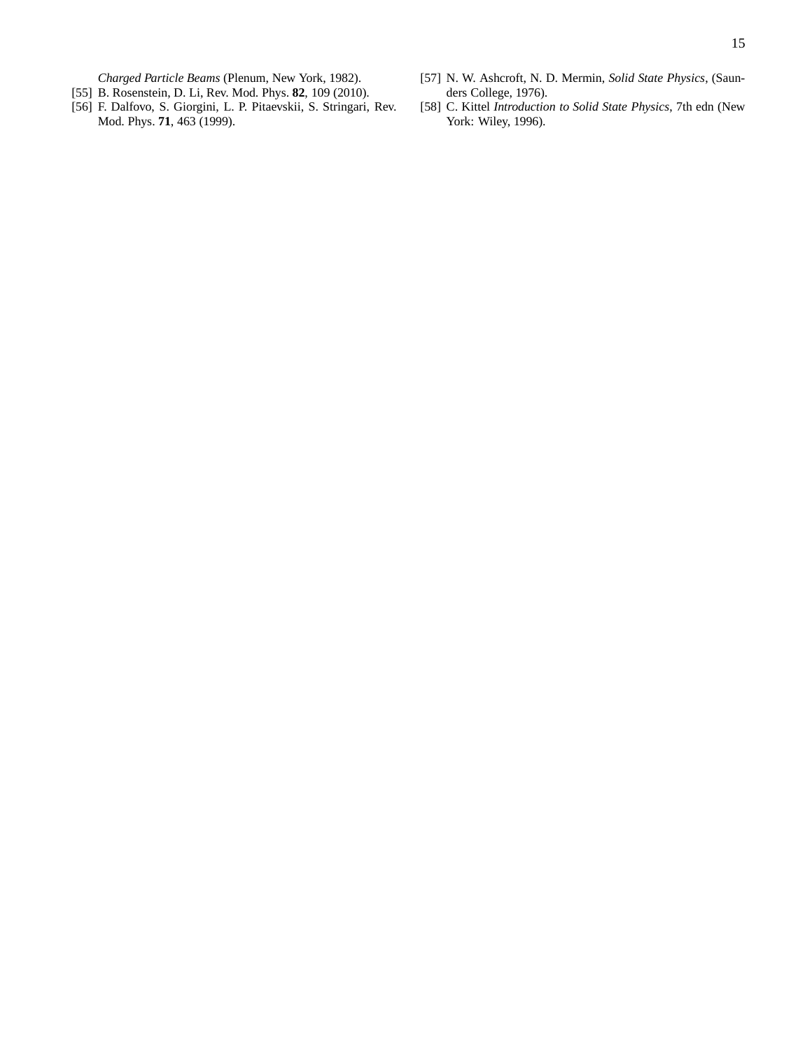*Charged Particle Beams* (Plenum, New York, 1982).

[55] B. Rosenstein, D. Li, Rev. Mod. Phys. **82**, 109 (2010).

[56] F. Dalfovo, S. Giorgini, L. P. Pitaevskii, S. Stringari, Rev. Mod. Phys. **71**, 463 (1999).

[57] N. W. Ashcroft, N. D. Mermin, *Solid State Physics*, (Saunders College, 1976).

[58] C. Kittel *Introduction to Solid State Physics*, 7th edn (New York: Wiley, 1996).